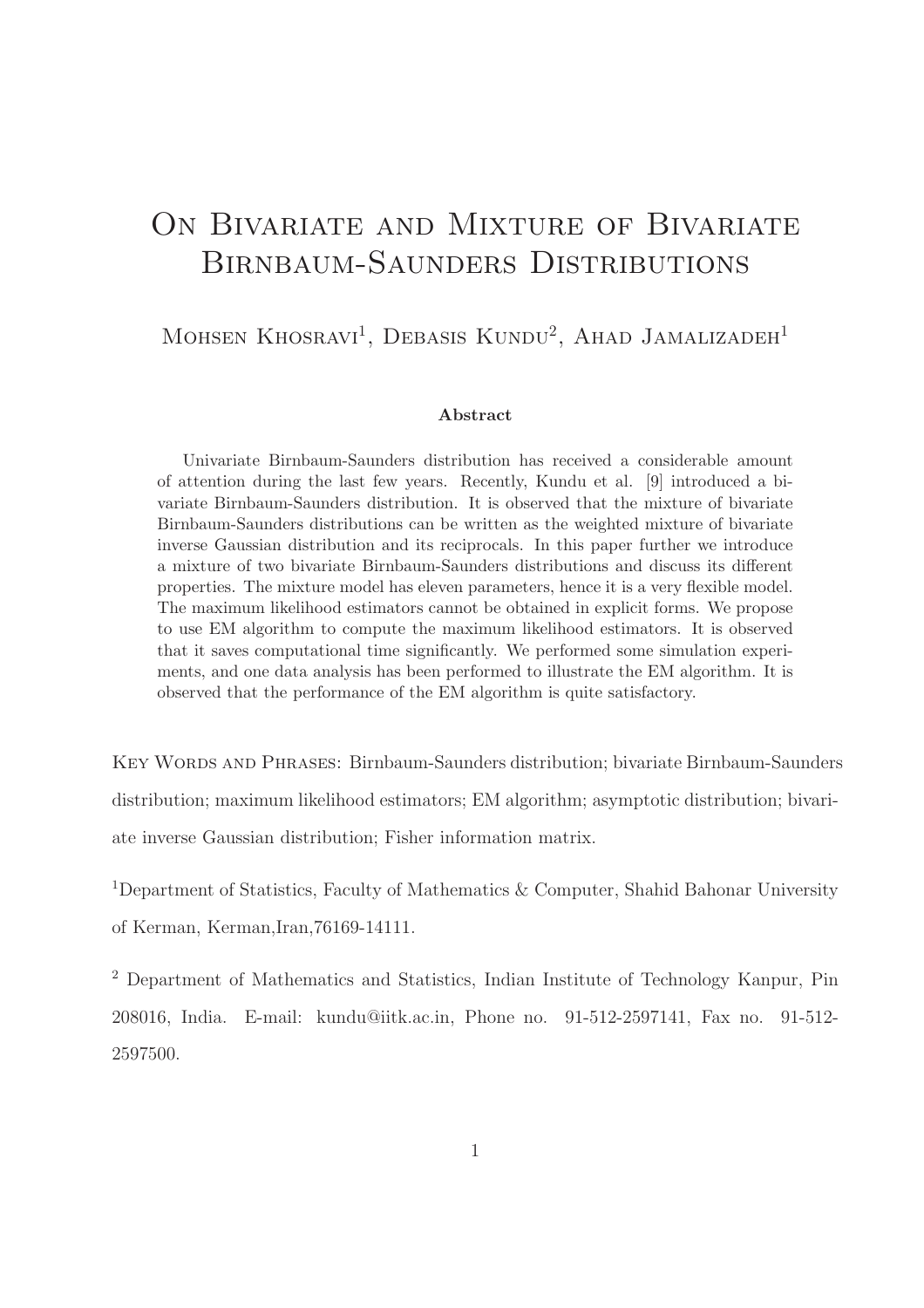# On Bivariate and Mixture of Bivariate Birnbaum-Saunders Distributions

Mohsen Khosravi[1], Debasis Kundu[2], Ahad Jamalizadeh[1]

### Abstract

Univariate Birnbaum-Saunders distribution has received a considerable amount of attention during the last few years. Recently, Kundu et al. [9] introduced a bivariate Birnbaum-Saunders distribution. It is observed that the mixture of bivariate Birnbaum-Saunders distributions can be written as the weighted mixture of bivariate inverse Gaussian distribution and its reciprocals. In this paper further we introduce a mixture of two bivariate Birnbaum-Saunders distributions and discuss its different properties. The mixture model has eleven parameters, hence it is a very flexible model. The maximum likelihood estimators cannot be obtained in explicit forms. We propose to use EM algorithm to compute the maximum likelihood estimators. It is observed that it saves computational time significantly. We performed some simulation experiments, and one data analysis has been performed to illustrate the EM algorithm. It is observed that the performance of the EM algorithm is quite satisfactory.

Key Words and Phrases: Birnbaum-Saunders distribution; bivariate Birnbaum-Saunders distribution; maximum likelihood estimators; EM algorithm; asymptotic distribution; bivariate inverse Gaussian distribution; Fisher information matrix.

[1]Department of Statistics, Faculty of Mathematics & Computer, Shahid Bahonar University of Kerman, Kerman,Iran,76169-14111.

[2] Department of Mathematics and Statistics, Indian Institute of Technology Kanpur, Pin 208016, India. E-mail: kundu@iitk.ac.in, Phone no. 91-512-2597141, Fax no. 91-512-2597500.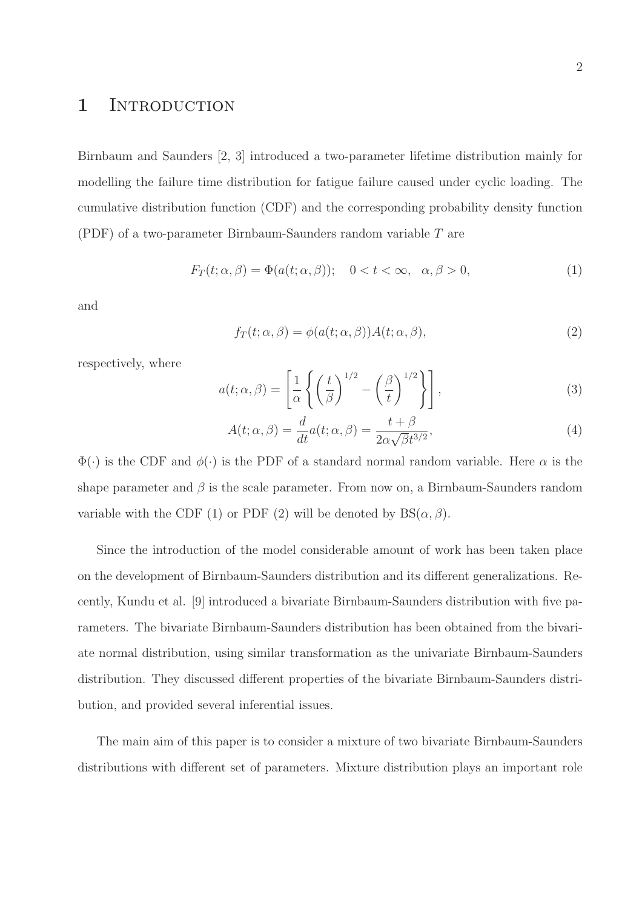# 1 Introduction

Birnbaum and Saunders [2, 3] introduced a two-parameter lifetime distribution mainly for modelling the failure time distribution for fatigue failure caused under cyclic loading. The cumulative distribution function (CDF) and the corresponding probability density function (PDF) of a two-parameter Birnbaum-Saunders random variable $T$ are

$$F_T(t;\alpha,\beta) = \Phi(a(t;\alpha,\beta)); \quad 0 < t < \infty, \quad \alpha,\beta > 0, \tag{1}$$

and

$$f_T(t;\alpha,\beta) = \phi(a(t;\alpha,\beta))A(t;\alpha,\beta), \tag{2}$$

respectively, where

$$a(t;\alpha,\beta) = \left[\frac{1}{\alpha}\left\{\left(\frac{t}{\beta}\right)^{1/2} - \left(\frac{\beta}{t}\right)^{1/2}\right\}\right], \tag{3}$$

$$A(t;\alpha,\beta) = \frac{d}{dt}a(t;\alpha,\beta) = \frac{t+\beta}{2\alpha\sqrt{\beta}t^{3/2}}, \tag{4}$$

$\Phi(\cdot)$ is the CDF and $\phi(\cdot)$ is the PDF of a standard normal random variable. Here $\alpha$ is the shape parameter and $\beta$ is the scale parameter. From now on, a Birnbaum-Saunders random variable with the CDF (1) or PDF (2) will be denoted by $\text{BS}(\alpha,\beta)$.

Since the introduction of the model considerable amount of work has been taken place on the development of Birnbaum-Saunders distribution and its different generalizations. Recently, Kundu et al. [9] introduced a bivariate Birnbaum-Saunders distribution with five parameters. The bivariate Birnbaum-Saunders distribution has been obtained from the bivariate normal distribution, using similar transformation as the univariate Birnbaum-Saunders distribution. They discussed different properties of the bivariate Birnbaum-Saunders distribution, and provided several inferential issues.

The main aim of this paper is to consider a mixture of two bivariate Birnbaum-Saunders distributions with different set of parameters. Mixture distribution plays an important role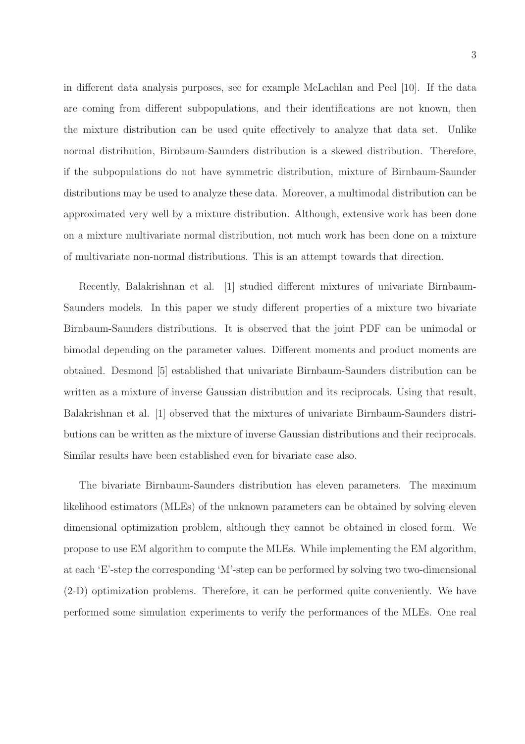in different data analysis purposes, see for example McLachlan and Peel [10]. If the data are coming from different subpopulations, and their identifications are not known, then the mixture distribution can be used quite effectively to analyze that data set. Unlike normal distribution, Birnbaum-Saunders distribution is a skewed distribution. Therefore, if the subpopulations do not have symmetric distribution, mixture of Birnbaum-Saunder distributions may be used to analyze these data. Moreover, a multimodal distribution can be approximated very well by a mixture distribution. Although, extensive work has been done on a mixture multivariate normal distribution, not much work has been done on a mixture of multivariate non-normal distributions. This is an attempt towards that direction.

Recently, Balakrishnan et al. [1] studied different mixtures of univariate Birnbaum-Saunders models. In this paper we study different properties of a mixture two bivariate Birnbaum-Saunders distributions. It is observed that the joint PDF can be unimodal or bimodal depending on the parameter values. Different moments and product moments are obtained. Desmond [5] established that univariate Birnbaum-Saunders distribution can be written as a mixture of inverse Gaussian distribution and its reciprocals. Using that result, Balakrishnan et al. [1] observed that the mixtures of univariate Birnbaum-Saunders distributions can be written as the mixture of inverse Gaussian distributions and their reciprocals. Similar results have been established even for bivariate case also.

The bivariate Birnbaum-Saunders distribution has eleven parameters. The maximum likelihood estimators (MLEs) of the unknown parameters can be obtained by solving eleven dimensional optimization problem, although they cannot be obtained in closed form. We propose to use EM algorithm to compute the MLEs. While implementing the EM algorithm, at each 'E'-step the corresponding 'M'-step can be performed by solving two two-dimensional (2-D) optimization problems. Therefore, it can be performed quite conveniently. We have performed some simulation experiments to verify the performances of the MLEs. One real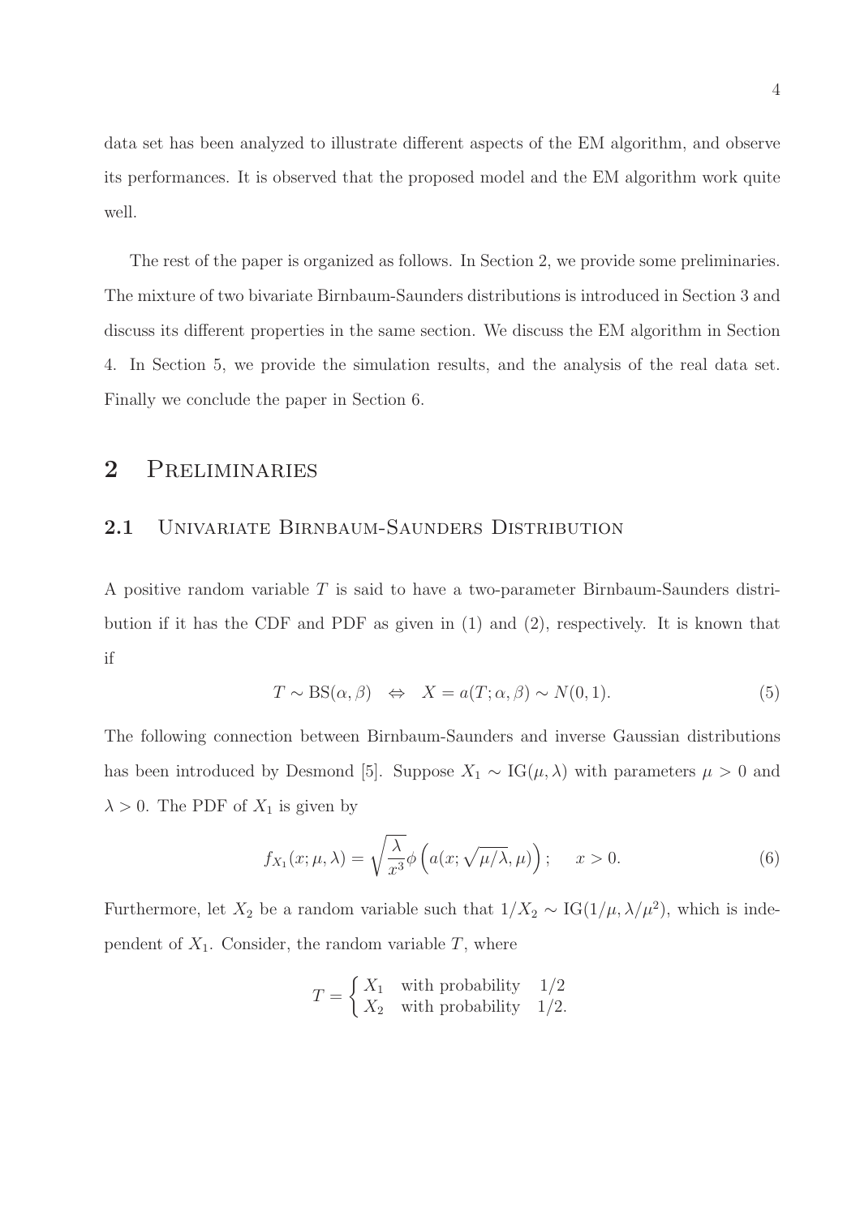data set has been analyzed to illustrate different aspects of the EM algorithm, and observe its performances. It is observed that the proposed model and the EM algorithm work quite well.

The rest of the paper is organized as follows. In Section 2, we provide some preliminaries. The mixture of two bivariate Birnbaum-Saunders distributions is introduced in Section 3 and discuss its different properties in the same section. We discuss the EM algorithm in Section 4. In Section 5, we provide the simulation results, and the analysis of the real data set. Finally we conclude the paper in Section 6.

## 2 Preliminaries

### 2.1 Univariate Birnbaum-Saunders Distribution

A positive random variable $T$ is said to have a two-parameter Birnbaum-Saunders distribution if it has the CDF and PDF as given in (1) and (2), respectively. It is known that if

$$T \sim \text{BS}(\alpha, \beta) \quad \Leftrightarrow \quad X = a(T; \alpha, \beta) \sim N(0, 1). \tag{5}$$

The following connection between Birnbaum-Saunders and inverse Gaussian distributions has been introduced by Desmond [5]. Suppose $X_1 \sim \text{IG}(\mu, \lambda)$ with parameters $\mu > 0$ and $\lambda > 0$. The PDF of $X_1$ is given by

$$f_{X_1}(x; \mu, \lambda) = \sqrt{\frac{\lambda}{x^3}} \phi\left(a(x; \sqrt{\mu/\lambda}, \mu)\right); \quad x > 0. \tag{6}$$

Furthermore, let $X_2$ be a random variable such that $1/X_2 \sim \text{IG}(1/\mu, \lambda/\mu^2)$, which is independent of $X_1$. Consider, the random variable $T$, where

$$T = \begin{cases} X_1 & \text{with probability} \quad 1/2 \\ X_2 & \text{with probability} \quad 1/2. \end{cases}$$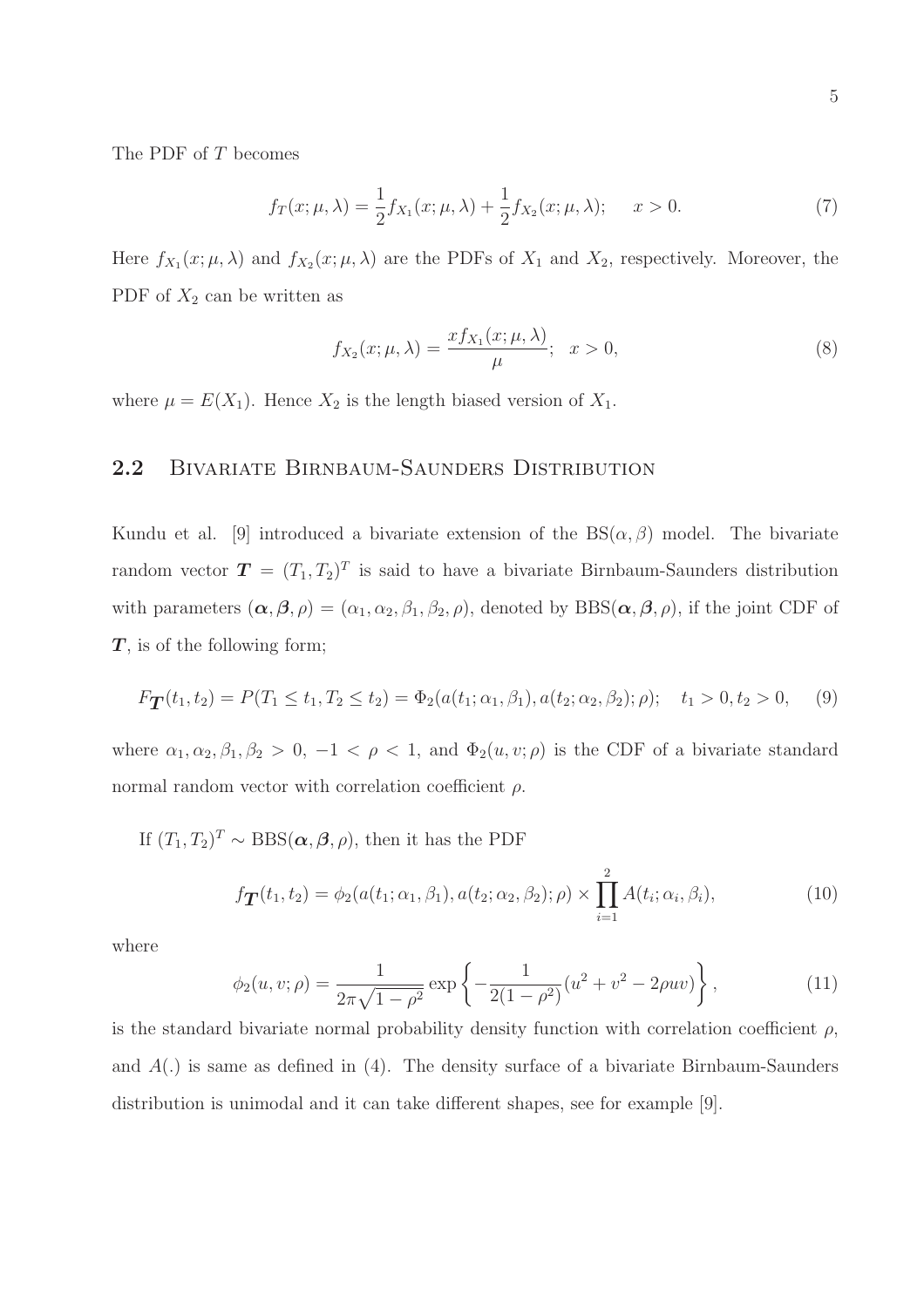The PDF of $T$ becomes

$$f_T(x;\mu,\lambda) = \frac{1}{2} f_{X_1}(x;\mu,\lambda) + \frac{1}{2} f_{X_2}(x;\mu,\lambda); \qquad x > 0. \tag{7}$$

Here $f_{X_1}(x;\mu,\lambda)$ and $f_{X_2}(x;\mu,\lambda)$ are the PDFs of $X_1$ and $X_2$, respectively. Moreover, the PDF of $X_2$ can be written as

$$f_{X_2}(x;\mu,\lambda) = \frac{x f_{X_1}(x;\mu,\lambda)}{\mu}; \quad x > 0, \tag{8}$$

where $\mu = E(X_1)$. Hence $X_2$ is the length biased version of $X_1$.

## 2.2 Bivariate Birnbaum-Saunders Distribution

Kundu et al. [9] introduced a bivariate extension of the $\text{BS}(\alpha, \beta)$ model. The bivariate random vector $\boldsymbol{T} = (T_1, T_2)^T$ is said to have a bivariate Birnbaum-Saunders distribution with parameters $(\boldsymbol{\alpha}, \boldsymbol{\beta}, \rho) = (\alpha_1, \alpha_2, \beta_1, \beta_2, \rho)$, denoted by $\text{BBS}(\boldsymbol{\alpha}, \boldsymbol{\beta}, \rho)$, if the joint CDF of $\boldsymbol{T}$, is of the following form;

$$F_{\boldsymbol{T}}(t_1, t_2) = P(T_1 \le t_1, T_2 \le t_2) = \Phi_2(a(t_1;\alpha_1,\beta_1), a(t_2;\alpha_2,\beta_2);\rho); \quad t_1 > 0, t_2 > 0, \tag{9}$$

where $\alpha_1, \alpha_2, \beta_1, \beta_2 > 0$, $-1 < \rho < 1$, and $\Phi_2(u, v; \rho)$ is the CDF of a bivariate standard normal random vector with correlation coefficient $\rho$.

If $(T_1, T_2)^T \sim \text{BBS}(\boldsymbol{\alpha}, \boldsymbol{\beta}, \rho)$, then it has the PDF

$$f_{\boldsymbol{T}}(t_1, t_2) = \phi_2(a(t_1;\alpha_1,\beta_1), a(t_2;\alpha_2,\beta_2);\rho) \times \prod_{i=1}^{2} A(t_i;\alpha_i,\beta_i), \tag{10}$$

where

$$\phi_2(u, v; \rho) = \frac{1}{2\pi\sqrt{1-\rho^2}} \exp\left\{ -\frac{1}{2(1-\rho^2)}(u^2 + v^2 - 2\rho uv) \right\}, \tag{11}$$

is the standard bivariate normal probability density function with correlation coefficient $\rho$, and $A(.)$ is same as defined in (4). The density surface of a bivariate Birnbaum-Saunders distribution is unimodal and it can take different shapes, see for example [9].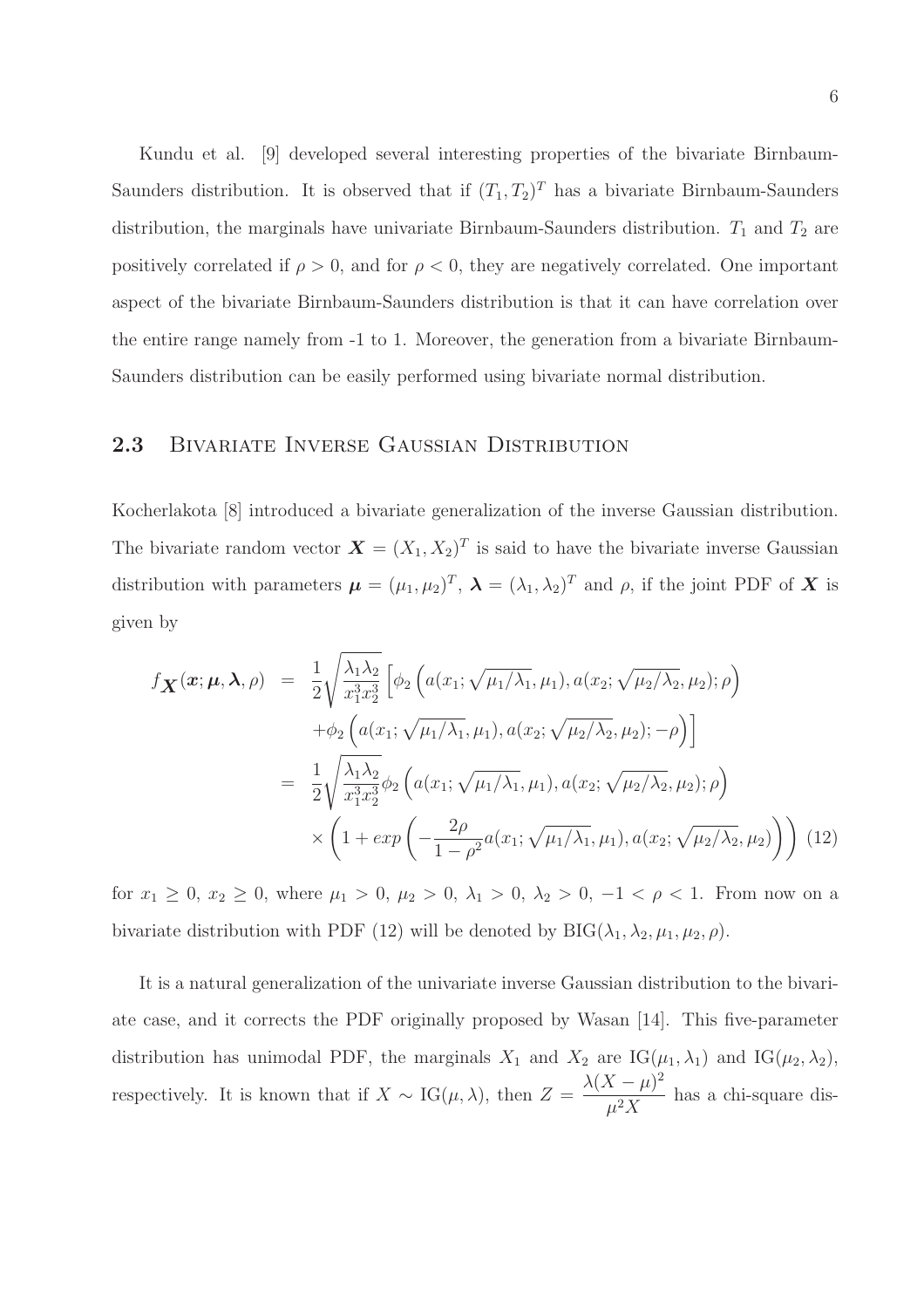Kundu et al. [9] developed several interesting properties of the bivariate Birnbaum-Saunders distribution. It is observed that if $(T_1, T_2)^T$ has a bivariate Birnbaum-Saunders distribution, the marginals have univariate Birnbaum-Saunders distribution. $T_1$ and $T_2$ are positively correlated if $\rho > 0$, and for $\rho < 0$, they are negatively correlated. One important aspect of the bivariate Birnbaum-Saunders distribution is that it can have correlation over the entire range namely from -1 to 1. Moreover, the generation from a bivariate Birnbaum-Saunders distribution can be easily performed using bivariate normal distribution.

## 2.3 Bivariate Inverse Gaussian Distribution

Kocherlakota [8] introduced a bivariate generalization of the inverse Gaussian distribution. The bivariate random vector $\boldsymbol{X} = (X_1, X_2)^T$ is said to have the bivariate inverse Gaussian distribution with parameters $\boldsymbol{\mu} = (\mu_1, \mu_2)^T$, $\boldsymbol{\lambda} = (\lambda_1, \lambda_2)^T$ and $\rho$, if the joint PDF of $\boldsymbol{X}$ is given by

$$
\begin{aligned}
f_{\boldsymbol{X}}(\boldsymbol{x}; \boldsymbol{\mu}, \boldsymbol{\lambda}, \rho) &= \frac{1}{2}\sqrt{\frac{\lambda_1 \lambda_2}{x_1^3 x_2^3}} \Big[ \phi_2 \left( a(x_1; \sqrt{\mu_1/\lambda_1}, \mu_1), a(x_2; \sqrt{\mu_2/\lambda_2}, \mu_2); \rho \right) \\
&\quad + \phi_2 \left( a(x_1; \sqrt{\mu_1/\lambda_1}, \mu_1), a(x_2; \sqrt{\mu_2/\lambda_2}, \mu_2); -\rho \right) \Big] \\
&= \frac{1}{2}\sqrt{\frac{\lambda_1 \lambda_2}{x_1^3 x_2^3}} \phi_2 \left( a(x_1; \sqrt{\mu_1/\lambda_1}, \mu_1), a(x_2; \sqrt{\mu_2/\lambda_2}, \mu_2); \rho \right) \\
&\quad \times \left( 1 + exp \left( -\frac{2\rho}{1-\rho^2} a(x_1; \sqrt{\mu_1/\lambda_1}, \mu_1), a(x_2; \sqrt{\mu_2/\lambda_2}, \mu_2) \right) \right) \quad (12)
\end{aligned}
$$

for $x_1 \geq 0$, $x_2 \geq 0$, where $\mu_1 > 0$, $\mu_2 > 0$, $\lambda_1 > 0$, $\lambda_2 > 0$, $-1 < \rho < 1$. From now on a bivariate distribution with PDF (12) will be denoted by $\text{BIG}(\lambda_1, \lambda_2, \mu_1, \mu_2, \rho)$.

It is a natural generalization of the univariate inverse Gaussian distribution to the bivariate case, and it corrects the PDF originally proposed by Wasan [14]. This five-parameter distribution has unimodal PDF, the marginals $X_1$ and $X_2$ are $\text{IG}(\mu_1, \lambda_1)$ and $\text{IG}(\mu_2, \lambda_2)$, respectively. It is known that if $X \sim \text{IG}(\mu, \lambda)$, then $Z = \dfrac{\lambda(X - \mu)^2}{\mu^2 X}$ has a chi-square dis-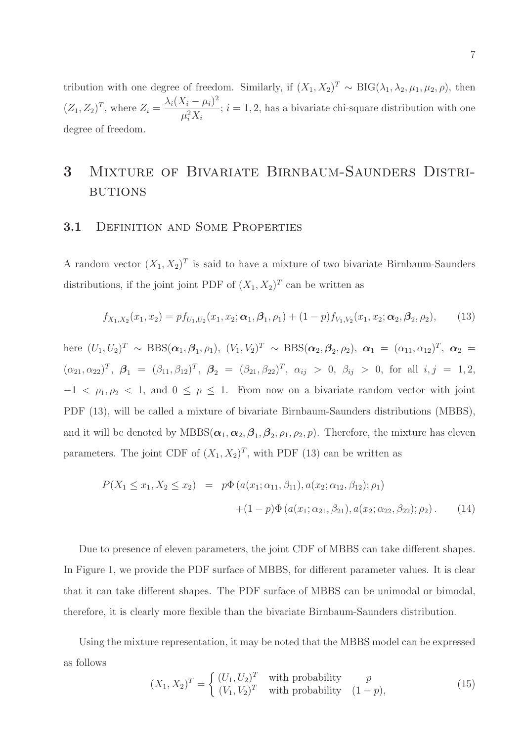tribution with one degree of freedom. Similarly, if $(X_1, X_2)^T \sim \text{BIG}(\lambda_1, \lambda_2, \mu_1, \mu_2, \rho)$, then $(Z_1, Z_2)^T$, where $Z_i = \dfrac{\lambda_i (X_i - \mu_i)^2}{\mu_i^2 X_i}$; $i = 1, 2$, has a bivariate chi-square distribution with one degree of freedom.

# 3 Mixture of Bivariate Birnbaum-Saunders Distributions

## 3.1 Definition and Some Properties

A random vector $(X_1, X_2)^T$ is said to have a mixture of two bivariate Birnbaum-Saunders distributions, if the joint joint PDF of $(X_1, X_2)^T$ can be written as

$$f_{X_1,X_2}(x_1, x_2) = p f_{U_1,U_2}(x_1, x_2; \boldsymbol{\alpha}_1, \boldsymbol{\beta}_1, \rho_1) + (1-p) f_{V_1,V_2}(x_1, x_2; \boldsymbol{\alpha}_2, \boldsymbol{\beta}_2, \rho_2), \tag{13}$$

here $(U_1, U_2)^T \sim \text{BBS}(\boldsymbol{\alpha}_1, \boldsymbol{\beta}_1, \rho_1)$, $(V_1, V_2)^T \sim \text{BBS}(\boldsymbol{\alpha}_2, \boldsymbol{\beta}_2, \rho_2)$, $\boldsymbol{\alpha}_1 = (\alpha_{11}, \alpha_{12})^T$, $\boldsymbol{\alpha}_2 = (\alpha_{21}, \alpha_{22})^T$, $\boldsymbol{\beta}_1 = (\beta_{11}, \beta_{12})^T$, $\boldsymbol{\beta}_2 = (\beta_{21}, \beta_{22})^T$, $\alpha_{ij} > 0$, $\beta_{ij} > 0$, for all $i, j = 1, 2$, $-1 < \rho_1, \rho_2 < 1$, and $0 \leq p \leq 1$. From now on a bivariate random vector with joint PDF (13), will be called a mixture of bivariate Birnbaum-Saunders distributions (MBBS), and it will be denoted by $\text{MBBS}(\boldsymbol{\alpha}_1, \boldsymbol{\alpha}_2, \boldsymbol{\beta}_1, \boldsymbol{\beta}_2, \rho_1, \rho_2, p)$. Therefore, the mixture has eleven parameters. The joint CDF of $(X_1, X_2)^T$, with PDF (13) can be written as

$$\begin{aligned} P(X_1 \leq x_1, X_2 \leq x_2) &= p\Phi\left(a(x_1; \alpha_{11}, \beta_{11}), a(x_2; \alpha_{12}, \beta_{12}); \rho_1\right) \\ &\quad + (1-p)\Phi\left(a(x_1; \alpha_{21}, \beta_{21}), a(x_2; \alpha_{22}, \beta_{22}); \rho_2\right). \end{aligned} \tag{14}$$

Due to presence of eleven parameters, the joint CDF of MBBS can take different shapes. In Figure 1, we provide the PDF surface of MBBS, for different parameter values. It is clear that it can take different shapes. The PDF surface of MBBS can be unimodal or bimodal, therefore, it is clearly more flexible than the bivariate Birnbaum-Saunders distribution.

Using the mixture representation, it may be noted that the MBBS model can be expressed as follows

$$(X_1, X_2)^T = \begin{cases} (U_1, U_2)^T & \text{with probability} \quad p \\ (V_1, V_2)^T & \text{with probability} \quad (1-p), \end{cases} \tag{15}$$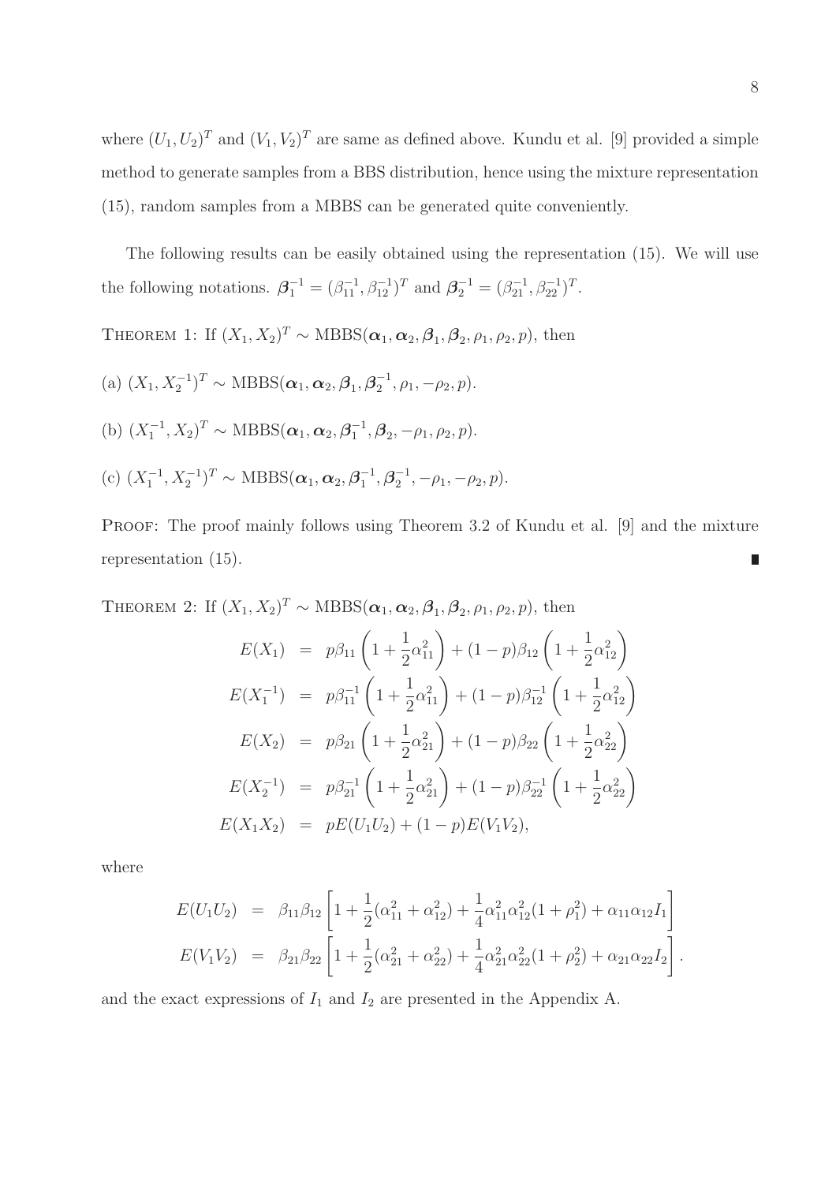where $(U_1, U_2)^T$ and $(V_1, V_2)^T$ are same as defined above. Kundu et al. [9] provided a simple method to generate samples from a BBS distribution, hence using the mixture representation (15), random samples from a MBBS can be generated quite conveniently.

The following results can be easily obtained using the representation (15). We will use the following notations. $\boldsymbol{\beta}_1^{-1} = (\beta_{11}^{-1}, \beta_{12}^{-1})^T$ and $\boldsymbol{\beta}_2^{-1} = (\beta_{21}^{-1}, \beta_{22}^{-1})^T$.

THEOREM 1: If $(X_1, X_2)^T \sim \text{MBBS}(\boldsymbol{\alpha}_1, \boldsymbol{\alpha}_2, \boldsymbol{\beta}_1, \boldsymbol{\beta}_2, \rho_1, \rho_2, p)$, then

(a) $(X_1, X_2^{-1})^T \sim \text{MBBS}(\boldsymbol{\alpha}_1, \boldsymbol{\alpha}_2, \boldsymbol{\beta}_1, \boldsymbol{\beta}_2^{-1}, \rho_1, -\rho_2, p)$.

(b) $(X_1^{-1}, X_2)^T \sim \text{MBBS}(\boldsymbol{\alpha}_1, \boldsymbol{\alpha}_2, \boldsymbol{\beta}_1^{-1}, \boldsymbol{\beta}_2, -\rho_1, \rho_2, p)$.

(c) $(X_1^{-1}, X_2^{-1})^T \sim \text{MBBS}(\boldsymbol{\alpha}_1, \boldsymbol{\alpha}_2, \boldsymbol{\beta}_1^{-1}, \boldsymbol{\beta}_2^{-1}, -\rho_1, -\rho_2, p)$.

PROOF: The proof mainly follows using Theorem 3.2 of Kundu et al. [9] and the mixture representation (15). ∎

THEOREM 2: If $(X_1, X_2)^T \sim \text{MBBS}(\boldsymbol{\alpha}_1, \boldsymbol{\alpha}_2, \boldsymbol{\beta}_1, \boldsymbol{\beta}_2, \rho_1, \rho_2, p)$, then

$$
\begin{aligned}
E(X_1) &= p\beta_{11}\left(1 + \frac{1}{2}\alpha_{11}^2\right) + (1-p)\beta_{12}\left(1 + \frac{1}{2}\alpha_{12}^2\right) \\
E(X_1^{-1}) &= p\beta_{11}^{-1}\left(1 + \frac{1}{2}\alpha_{11}^2\right) + (1-p)\beta_{12}^{-1}\left(1 + \frac{1}{2}\alpha_{12}^2\right) \\
E(X_2) &= p\beta_{21}\left(1 + \frac{1}{2}\alpha_{21}^2\right) + (1-p)\beta_{22}\left(1 + \frac{1}{2}\alpha_{22}^2\right) \\
E(X_2^{-1}) &= p\beta_{21}^{-1}\left(1 + \frac{1}{2}\alpha_{21}^2\right) + (1-p)\beta_{22}^{-1}\left(1 + \frac{1}{2}\alpha_{22}^2\right) \\
E(X_1X_2) &= pE(U_1U_2) + (1-p)E(V_1V_2),
\end{aligned}
$$

where

$$
\begin{aligned}
E(U_1U_2) &= \beta_{11}\beta_{12}\left[1 + \frac{1}{2}(\alpha_{11}^2 + \alpha_{12}^2) + \frac{1}{4}\alpha_{11}^2\alpha_{12}^2(1+\rho_1^2) + \alpha_{11}\alpha_{12}I_1\right] \\
E(V_1V_2) &= \beta_{21}\beta_{22}\left[1 + \frac{1}{2}(\alpha_{21}^2 + \alpha_{22}^2) + \frac{1}{4}\alpha_{21}^2\alpha_{22}^2(1+\rho_2^2) + \alpha_{21}\alpha_{22}I_2\right].
\end{aligned}
$$

and the exact expressions of $I_1$ and $I_2$ are presented in the Appendix A.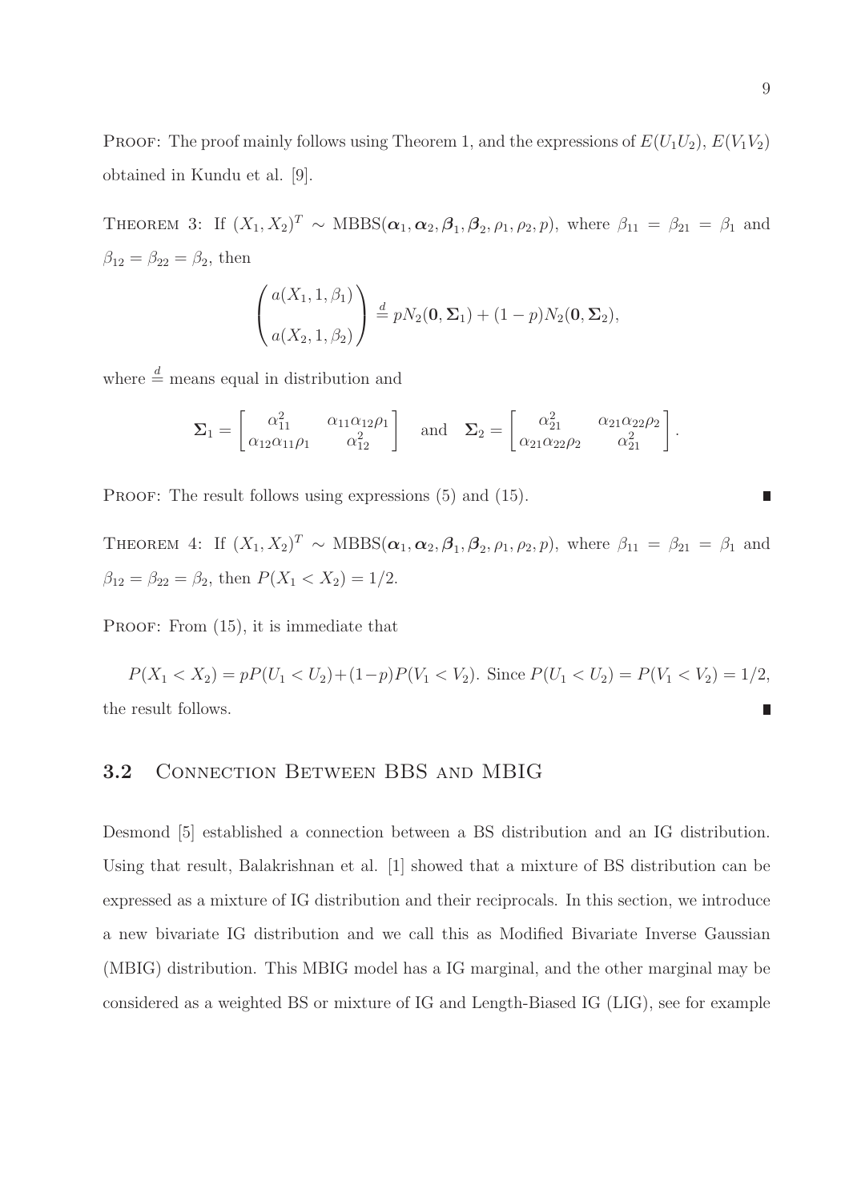PROOF: The proof mainly follows using Theorem 1, and the expressions of $E(U_1U_2)$, $E(V_1V_2)$ obtained in Kundu et al. [9].

THEOREM 3: If $(X_1, X_2)^T \sim \text{MBBS}(\boldsymbol{\alpha}_1, \boldsymbol{\alpha}_2, \boldsymbol{\beta}_1, \boldsymbol{\beta}_2, \rho_1, \rho_2, p)$, where $\beta_{11} = \beta_{21} = \beta_1$ and $\beta_{12} = \beta_{22} = \beta_2$, then

$$\begin{pmatrix} a(X_1, 1, \beta_1) \\ \\ a(X_2, 1, \beta_2) \end{pmatrix} \stackrel{d}{=} pN_2(\mathbf{0}, \boldsymbol{\Sigma}_1) + (1-p)N_2(\mathbf{0}, \boldsymbol{\Sigma}_2),$$

where $\stackrel{d}{=}$ means equal in distribution and

$$\boldsymbol{\Sigma}_1 = \begin{bmatrix} \alpha_{11}^2 & \alpha_{11}\alpha_{12}\rho_1 \\ \alpha_{12}\alpha_{11}\rho_1 & \alpha_{12}^2 \end{bmatrix} \quad \text{and} \quad \boldsymbol{\Sigma}_2 = \begin{bmatrix} \alpha_{21}^2 & \alpha_{21}\alpha_{22}\rho_2 \\ \alpha_{21}\alpha_{22}\rho_2 & \alpha_{21}^2 \end{bmatrix}.$$

PROOF: The result follows using expressions (5) and (15). ∎

THEOREM 4: If $(X_1, X_2)^T \sim \text{MBBS}(\boldsymbol{\alpha}_1, \boldsymbol{\alpha}_2, \boldsymbol{\beta}_1, \boldsymbol{\beta}_2, \rho_1, \rho_2, p)$, where $\beta_{11} = \beta_{21} = \beta_1$ and $\beta_{12} = \beta_{22} = \beta_2$, then $P(X_1 < X_2) = 1/2$.

PROOF: From (15), it is immediate that

$P(X_1 < X_2) = pP(U_1 < U_2) + (1-p)P(V_1 < V_2)$. Since $P(U_1 < U_2) = P(V_1 < V_2) = 1/2$, the result follows. ∎

## 3.2 Connection Between BBS and MBIG

Desmond [5] established a connection between a BS distribution and an IG distribution. Using that result, Balakrishnan et al. [1] showed that a mixture of BS distribution can be expressed as a mixture of IG distribution and their reciprocals. In this section, we introduce a new bivariate IG distribution and we call this as Modified Bivariate Inverse Gaussian (MBIG) distribution. This MBIG model has a IG marginal, and the other marginal may be considered as a weighted BS or mixture of IG and Length-Biased IG (LIG), see for example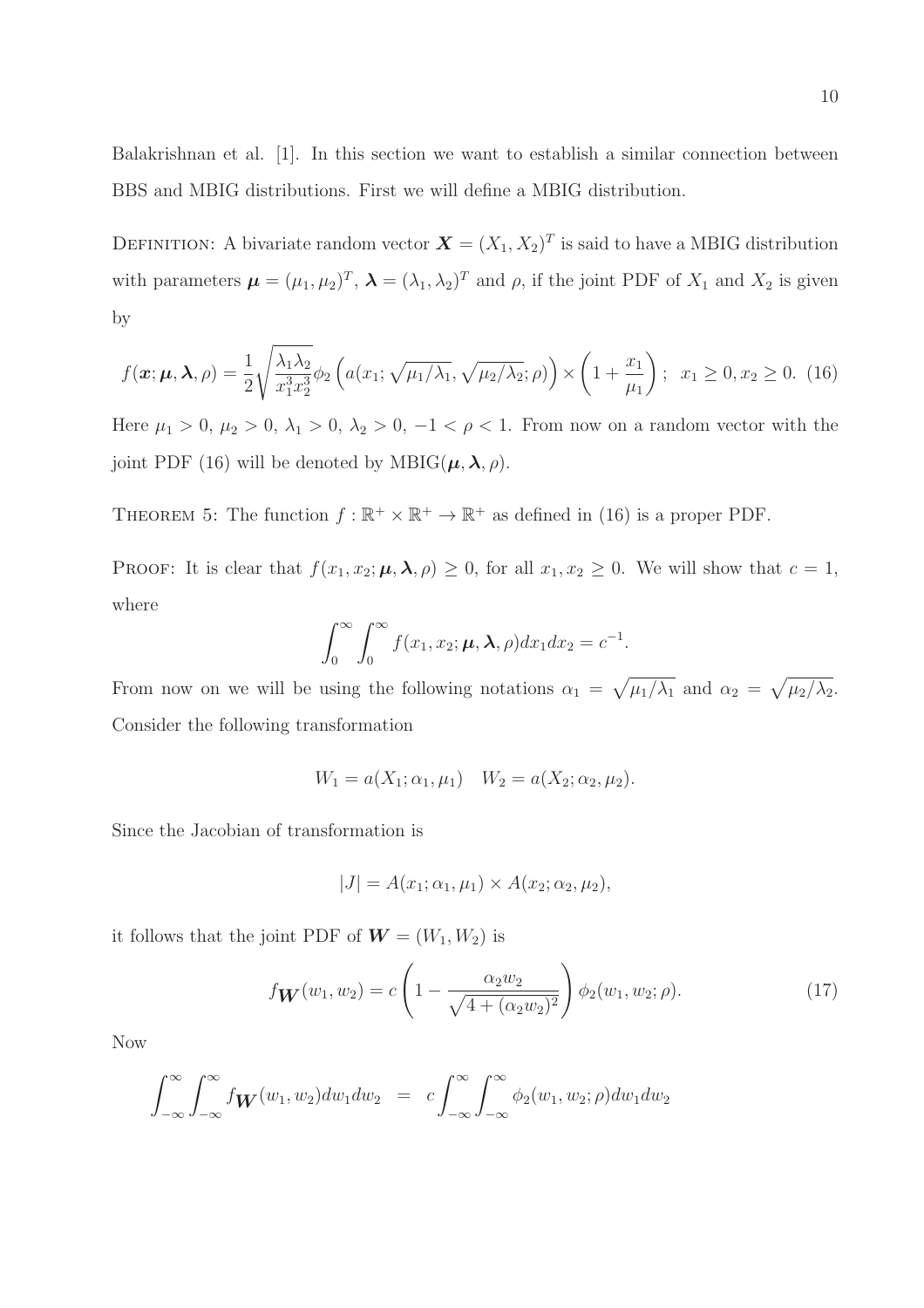Balakrishnan et al. [1]. In this section we want to establish a similar connection between BBS and MBIG distributions. First we will define a MBIG distribution.

DEFINITION: A bivariate random vector $\boldsymbol{X} = (X_1, X_2)^T$ is said to have a MBIG distribution with parameters $\boldsymbol{\mu} = (\mu_1, \mu_2)^T$, $\boldsymbol{\lambda} = (\lambda_1, \lambda_2)^T$ and $\rho$, if the joint PDF of $X_1$ and $X_2$ is given by

$$f(\boldsymbol{x}; \boldsymbol{\mu}, \boldsymbol{\lambda}, \rho) = \frac{1}{2}\sqrt{\frac{\lambda_1 \lambda_2}{x_1^3 x_2^3}} \phi_2\left(a(x_1; \sqrt{\mu_1/\lambda_1}, \sqrt{\mu_2/\lambda_2}; \rho)\right) \times \left(1 + \frac{x_1}{\mu_1}\right); \;\; x_1 \geq 0, x_2 \geq 0. \quad (16)$$

Here $\mu_1 > 0$, $\mu_2 > 0$, $\lambda_1 > 0$, $\lambda_2 > 0$, $-1 < \rho < 1$. From now on a random vector with the joint PDF (16) will be denoted by $\text{MBIG}(\boldsymbol{\mu}, \boldsymbol{\lambda}, \rho)$.

THEOREM 5: The function $f : \mathbb{R}^+ \times \mathbb{R}^+ \rightarrow \mathbb{R}^+$ as defined in (16) is a proper PDF.

PROOF: It is clear that $f(x_1, x_2; \boldsymbol{\mu}, \boldsymbol{\lambda}, \rho) \geq 0$, for all $x_1, x_2 \geq 0$. We will show that $c = 1$, where

$$\int_0^\infty \int_0^\infty f(x_1, x_2; \boldsymbol{\mu}, \boldsymbol{\lambda}, \rho) dx_1 dx_2 = c^{-1}.$$

From now on we will be using the following notations $\alpha_1 = \sqrt{\mu_1/\lambda_1}$ and $\alpha_2 = \sqrt{\mu_2/\lambda_2}$. Consider the following transformation

$$W_1 = a(X_1; \alpha_1, \mu_1) \quad W_2 = a(X_2; \alpha_2, \mu_2).$$

Since the Jacobian of transformation is

$$|J| = A(x_1; \alpha_1, \mu_1) \times A(x_2; \alpha_2, \mu_2),$$

it follows that the joint PDF of $\boldsymbol{W} = (W_1, W_2)$ is

$$f_{\boldsymbol{W}}(w_1, w_2) = c\left(1 - \frac{\alpha_2 w_2}{\sqrt{4 + (\alpha_2 w_2)^2}}\right) \phi_2(w_1, w_2; \rho). \quad (17)$$

Now

$$\int_{-\infty}^\infty \int_{-\infty}^\infty f_{\boldsymbol{W}}(w_1, w_2) dw_1 dw_2 \;\; = \;\; c\int_{-\infty}^\infty \int_{-\infty}^\infty \phi_2(w_1, w_2; \rho) dw_1 dw_2$$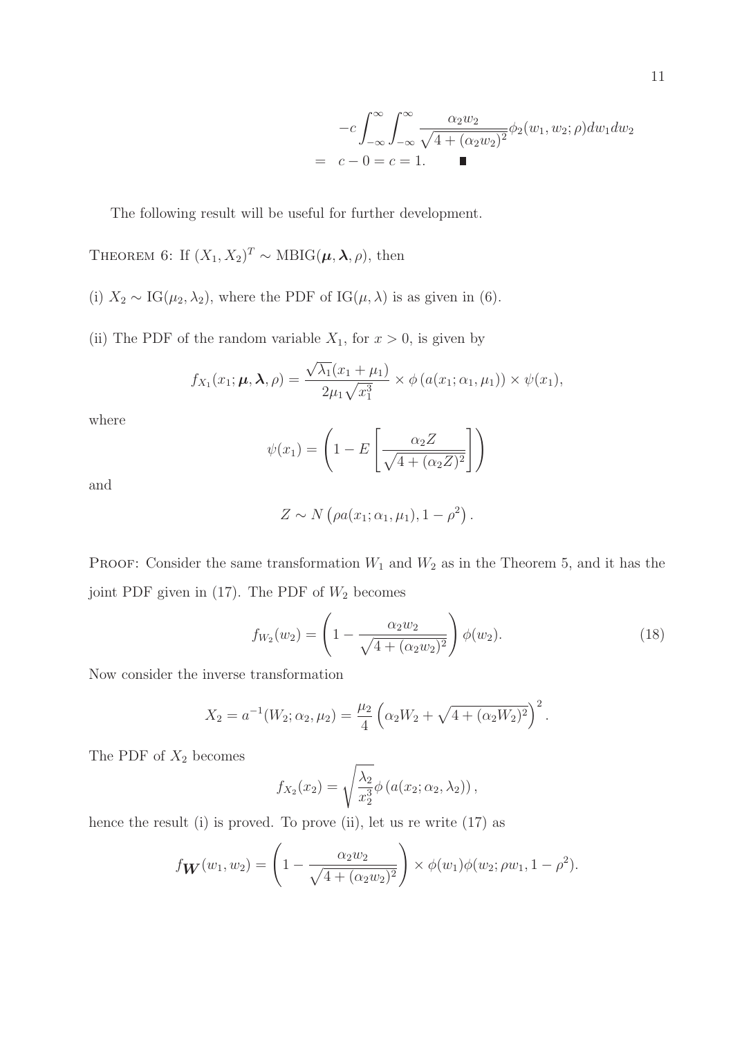$$
\begin{aligned}
&-c\int_{-\infty}^{\infty}\int_{-\infty}^{\infty}\frac{\alpha_2 w_2}{\sqrt{4+(\alpha_2 w_2)^2}}\phi_2(w_1,w_2;\rho)dw_1dw_2 \\
&= \; c-0=c=1. \qquad \blacksquare
\end{aligned}
$$

The following result will be useful for further development.

THEOREM 6: If $(X_1, X_2)^T \sim \text{MBIG}(\boldsymbol{\mu}, \boldsymbol{\lambda}, \rho)$, then

(i) $X_2 \sim \text{IG}(\mu_2, \lambda_2)$, where the PDF of $\text{IG}(\mu, \lambda)$ is as given in (6).

(ii) The PDF of the random variable $X_1$, for $x > 0$, is given by

$$
f_{X_1}(x_1; \boldsymbol{\mu}, \boldsymbol{\lambda}, \rho) = \frac{\sqrt{\lambda_1}(x_1+\mu_1)}{2\mu_1\sqrt{x_1^3}} \times \phi\left(a(x_1;\alpha_1,\mu_1)\right) \times \psi(x_1),
$$

where

$$
\psi(x_1) = \left(1 - E\left[\frac{\alpha_2 Z}{\sqrt{4+(\alpha_2 Z)^2}}\right]\right)
$$

and

$$
Z \sim N\left(\rho a(x_1;\alpha_1,\mu_1), 1-\rho^2\right).
$$

PROOF: Consider the same transformation $W_1$ and $W_2$ as in the Theorem 5, and it has the joint PDF given in (17). The PDF of $W_2$ becomes

$$
f_{W_2}(w_2) = \left(1 - \frac{\alpha_2 w_2}{\sqrt{4+(\alpha_2 w_2)^2}}\right)\phi(w_2). \tag{18}
$$

Now consider the inverse transformation

$$
X_2 = a^{-1}(W_2;\alpha_2,\mu_2) = \frac{\mu_2}{4}\left(\alpha_2 W_2 + \sqrt{4+(\alpha_2 W_2)^2}\right)^2.
$$

The PDF of $X_2$ becomes

$$
f_{X_2}(x_2) = \sqrt{\frac{\lambda_2}{x_2^3}}\phi\left(a(x_2;\alpha_2,\lambda_2)\right),
$$

hence the result (i) is proved. To prove (ii), let us re write (17) as

$$
f_{\boldsymbol{W}}(w_1,w_2) = \left(1 - \frac{\alpha_2 w_2}{\sqrt{4+(\alpha_2 w_2)^2}}\right) \times \phi(w_1)\phi(w_2;\rho w_1, 1-\rho^2).
$$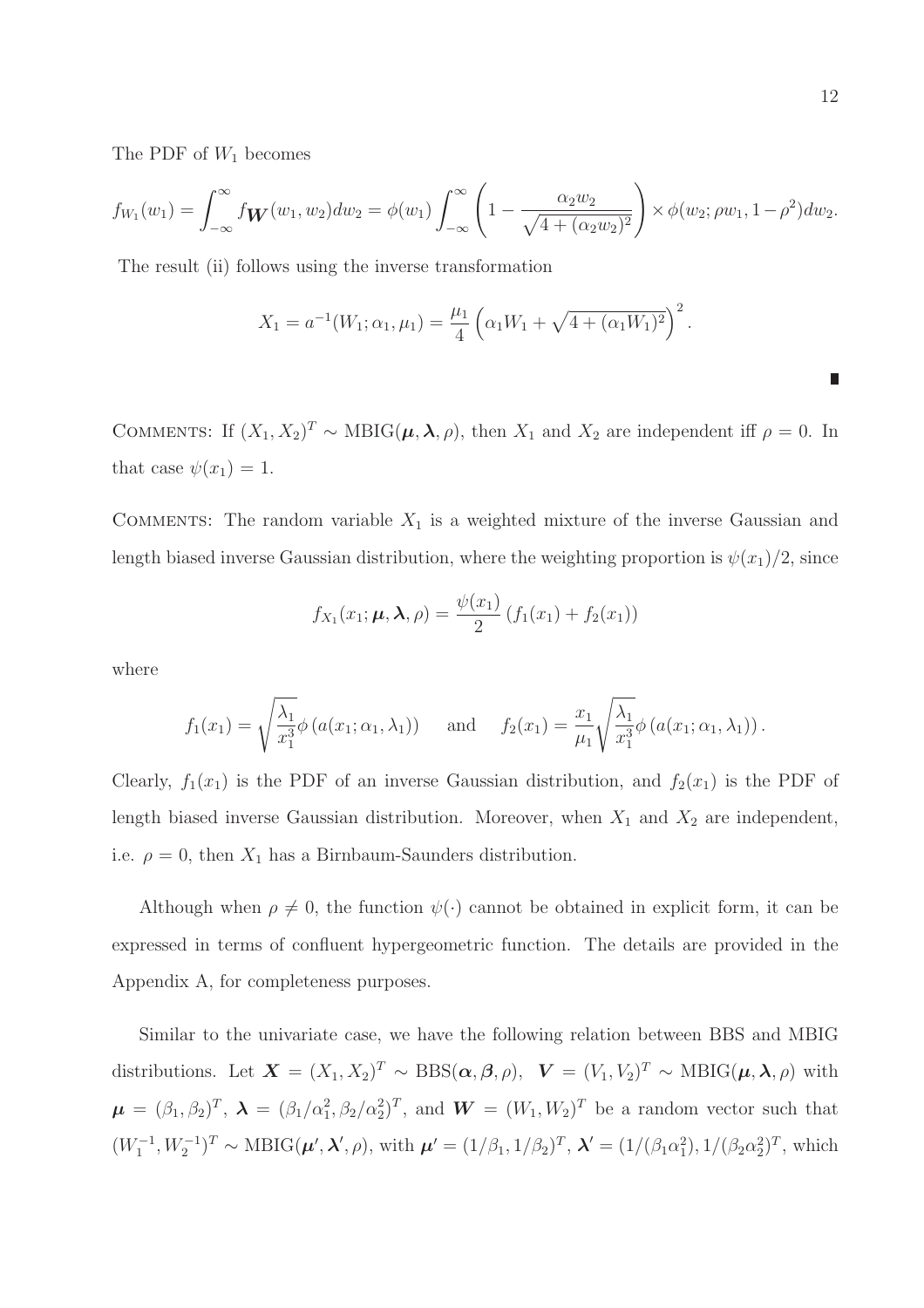The PDF of $W_1$ becomes

$$f_{W_1}(w_1) = \int_{-\infty}^{\infty} f_{\boldsymbol{W}}(w_1, w_2) dw_2 = \phi(w_1) \int_{-\infty}^{\infty} \left(1 - \frac{\alpha_2 w_2}{\sqrt{4 + (\alpha_2 w_2)^2}}\right) \times \phi(w_2; \rho w_1, 1 - \rho^2) dw_2.$$

The result (ii) follows using the inverse transformation

$$X_1 = a^{-1}(W_1; \alpha_1, \mu_1) = \frac{\mu_1}{4} \left(\alpha_1 W_1 + \sqrt{4 + (\alpha_1 W_1)^2}\right)^2.$$

∎

COMMENTS: If $(X_1, X_2)^T \sim \text{MBIG}(\boldsymbol{\mu}, \boldsymbol{\lambda}, \rho)$, then $X_1$ and $X_2$ are independent iff $\rho = 0$. In that case $\psi(x_1) = 1$.

COMMENTS: The random variable $X_1$ is a weighted mixture of the inverse Gaussian and length biased inverse Gaussian distribution, where the weighting proportion is $\psi(x_1)/2$, since

$$f_{X_1}(x_1; \boldsymbol{\mu}, \boldsymbol{\lambda}, \rho) = \frac{\psi(x_1)}{2} \left(f_1(x_1) + f_2(x_1)\right)$$

where

$$f_1(x_1) = \sqrt{\frac{\lambda_1}{x_1^3}} \phi\left(a(x_1; \alpha_1, \lambda_1)\right) \quad \text{ and } \quad f_2(x_1) = \frac{x_1}{\mu_1} \sqrt{\frac{\lambda_1}{x_1^3}} \phi\left(a(x_1; \alpha_1, \lambda_1)\right).$$

Clearly, $f_1(x_1)$ is the PDF of an inverse Gaussian distribution, and $f_2(x_1)$ is the PDF of length biased inverse Gaussian distribution. Moreover, when $X_1$ and $X_2$ are independent, i.e. $\rho = 0$, then $X_1$ has a Birnbaum-Saunders distribution.

Although when $\rho \neq 0$, the function $\psi(\cdot)$ cannot be obtained in explicit form, it can be expressed in terms of confluent hypergeometric function. The details are provided in the Appendix A, for completeness purposes.

Similar to the univariate case, we have the following relation between BBS and MBIG distributions. Let $\boldsymbol{X} = (X_1, X_2)^T \sim \text{BBS}(\boldsymbol{\alpha}, \boldsymbol{\beta}, \rho)$, $\boldsymbol{V} = (V_1, V_2)^T \sim \text{MBIG}(\boldsymbol{\mu}, \boldsymbol{\lambda}, \rho)$ with $\boldsymbol{\mu} = (\beta_1, \beta_2)^T$, $\boldsymbol{\lambda} = (\beta_1/\alpha_1^2, \beta_2/\alpha_2^2)^T$, and $\boldsymbol{W} = (W_1, W_2)^T$ be a random vector such that $(W_1^{-1}, W_2^{-1})^T \sim \text{MBIG}(\boldsymbol{\mu}', \boldsymbol{\lambda}', \rho)$, with $\boldsymbol{\mu}' = (1/\beta_1, 1/\beta_2)^T$, $\boldsymbol{\lambda}' = (1/(\beta_1\alpha_1^2), 1/(\beta_2\alpha_2^2)^T$, which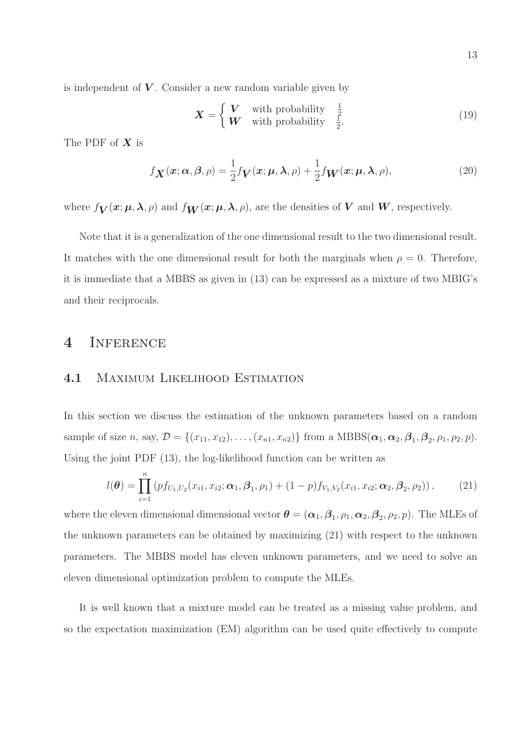is independent of $\boldsymbol{V}$. Consider a new random variable given by

$$\boldsymbol{X} = \begin{cases} \boldsymbol{V} & \text{with probability} \quad \frac{1}{2} \\ \boldsymbol{W} & \text{with probability} \quad \frac{1}{2}. \end{cases} \tag{19}$$

The PDF of $\boldsymbol{X}$ is

$$f_{\boldsymbol{X}}(\boldsymbol{x}; \boldsymbol{\alpha}, \boldsymbol{\beta}, \rho) = \frac{1}{2} f_{\boldsymbol{V}}(\boldsymbol{x}; \boldsymbol{\mu}, \boldsymbol{\lambda}, \rho) + \frac{1}{2} f_{\boldsymbol{W}}(\boldsymbol{x}; \boldsymbol{\mu}, \boldsymbol{\lambda}, \rho), \tag{20}$$

where $f_{\boldsymbol{V}}(\boldsymbol{x}; \boldsymbol{\mu}, \boldsymbol{\lambda}, \rho)$ and $f_{\boldsymbol{W}}(\boldsymbol{x}; \boldsymbol{\mu}, \boldsymbol{\lambda}, \rho)$, are the densities of $\boldsymbol{V}$ and $\boldsymbol{W}$, respectively.

Note that it is a generalization of the one dimensional result to the two dimensional result. It matches with the one dimensional result for both the marginals when $\rho = 0$. Therefore, it is immediate that a MBBS as given in (13) can be expressed as a mixture of two MBIG's and their reciprocals.

# 4 Inference

## 4.1 Maximum Likelihood Estimation

In this section we discuss the estimation of the unknown parameters based on a random sample of size $n$, say, $\mathcal{D} = \{(x_{11}, x_{12}), \ldots, (x_{n1}, x_{n2})\}$ from a MBBS$(\boldsymbol{\alpha}_1, \boldsymbol{\alpha}_2, \boldsymbol{\beta}_1, \boldsymbol{\beta}_2, \rho_1, \rho_2, p)$. Using the joint PDF (13), the log-likelihood function can be written as

$$l(\boldsymbol{\theta}) = \prod_{i=1}^{n} \left( p f_{U_1, U_2}(x_{i1}, x_{i2}; \boldsymbol{\alpha}_1, \boldsymbol{\beta}_1, \rho_1) + (1-p) f_{V_1, V_2}(x_{i1}, x_{i2}; \boldsymbol{\alpha}_2, \boldsymbol{\beta}_2, \rho_2) \right), \tag{21}$$

where the eleven dimensional dimensional vector $\boldsymbol{\theta} = (\boldsymbol{\alpha}_1, \boldsymbol{\beta}_1, \rho_1, \boldsymbol{\alpha}_2, \boldsymbol{\beta}_2, \rho_2, p)$. The MLEs of the unknown parameters can be obtained by maximizing (21) with respect to the unknown parameters. The MBBS model has eleven unknown parameters, and we need to solve an eleven dimensional optimization problem to compute the MLEs.

It is well known that a mixture model can be treated as a missing value problem, and so the expectation maximization (EM) algorithm can be used quite effectively to compute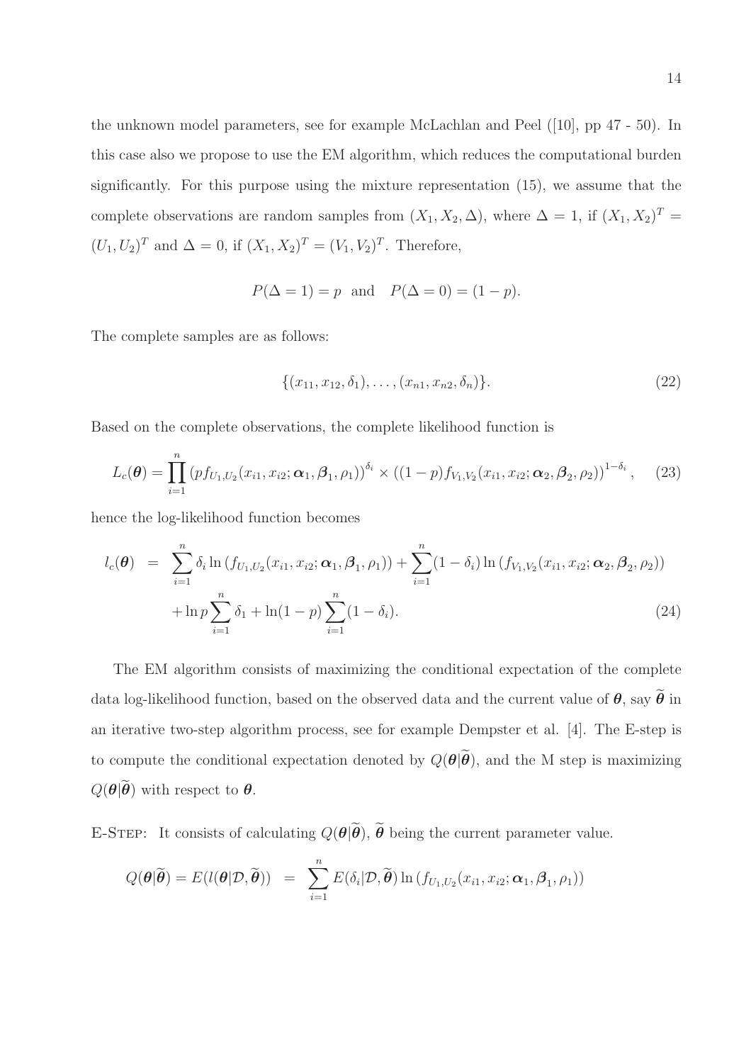the unknown model parameters, see for example McLachlan and Peel ([10], pp 47 - 50). In this case also we propose to use the EM algorithm, which reduces the computational burden significantly. For this purpose using the mixture representation (15), we assume that the complete observations are random samples from $(X_1, X_2, \Delta)$, where $\Delta = 1$, if $(X_1, X_2)^T = (U_1, U_2)^T$ and $\Delta = 0$, if $(X_1, X_2)^T = (V_1, V_2)^T$. Therefore,

$$P(\Delta = 1) = p \quad \text{and} \quad P(\Delta = 0) = (1 - p).$$

The complete samples are as follows:

$$\{(x_{11}, x_{12}, \delta_1), \ldots, (x_{n1}, x_{n2}, \delta_n)\}. \tag{22}$$

Based on the complete observations, the complete likelihood function is

$$L_c(\boldsymbol{\theta}) = \prod_{i=1}^{n} \left( p f_{U_1,U_2}(x_{i1}, x_{i2}; \boldsymbol{\alpha}_1, \boldsymbol{\beta}_1, \rho_1) \right)^{\delta_i} \times \left( (1-p) f_{V_1,V_2}(x_{i1}, x_{i2}; \boldsymbol{\alpha}_2, \boldsymbol{\beta}_2, \rho_2) \right)^{1-\delta_i}, \tag{23}$$

hence the log-likelihood function becomes

$$\begin{aligned} l_c(\boldsymbol{\theta}) &= \sum_{i=1}^{n} \delta_i \ln \left( f_{U_1,U_2}(x_{i1}, x_{i2}; \boldsymbol{\alpha}_1, \boldsymbol{\beta}_1, \rho_1) \right) + \sum_{i=1}^{n} (1 - \delta_i) \ln \left( f_{V_1,V_2}(x_{i1}, x_{i2}; \boldsymbol{\alpha}_2, \boldsymbol{\beta}_2, \rho_2) \right) \\ &\quad + \ln p \sum_{i=1}^{n} \delta_1 + \ln(1-p) \sum_{i=1}^{n} (1 - \delta_i). \end{aligned} \tag{24}$$

The EM algorithm consists of maximizing the conditional expectation of the complete data log-likelihood function, based on the observed data and the current value of $\boldsymbol{\theta}$, say $\widetilde{\boldsymbol{\theta}}$ in an iterative two-step algorithm process, see for example Dempster et al. [4]. The E-step is to compute the conditional expectation denoted by $Q(\boldsymbol{\theta}|\widetilde{\boldsymbol{\theta}})$, and the M step is maximizing $Q(\boldsymbol{\theta}|\widetilde{\boldsymbol{\theta}})$ with respect to $\boldsymbol{\theta}$.

E-Step: It consists of calculating $Q(\boldsymbol{\theta}|\widetilde{\boldsymbol{\theta}})$, $\widetilde{\boldsymbol{\theta}}$ being the current parameter value.

$$Q(\boldsymbol{\theta}|\widetilde{\boldsymbol{\theta}}) = E(l(\boldsymbol{\theta}|\mathcal{D}, \widetilde{\boldsymbol{\theta}})) = \sum_{i=1}^{n} E(\delta_i|\mathcal{D}, \widetilde{\boldsymbol{\theta}}) \ln \left( f_{U_1,U_2}(x_{i1}, x_{i2}; \boldsymbol{\alpha}_1, \boldsymbol{\beta}_1, \rho_1) \right)$$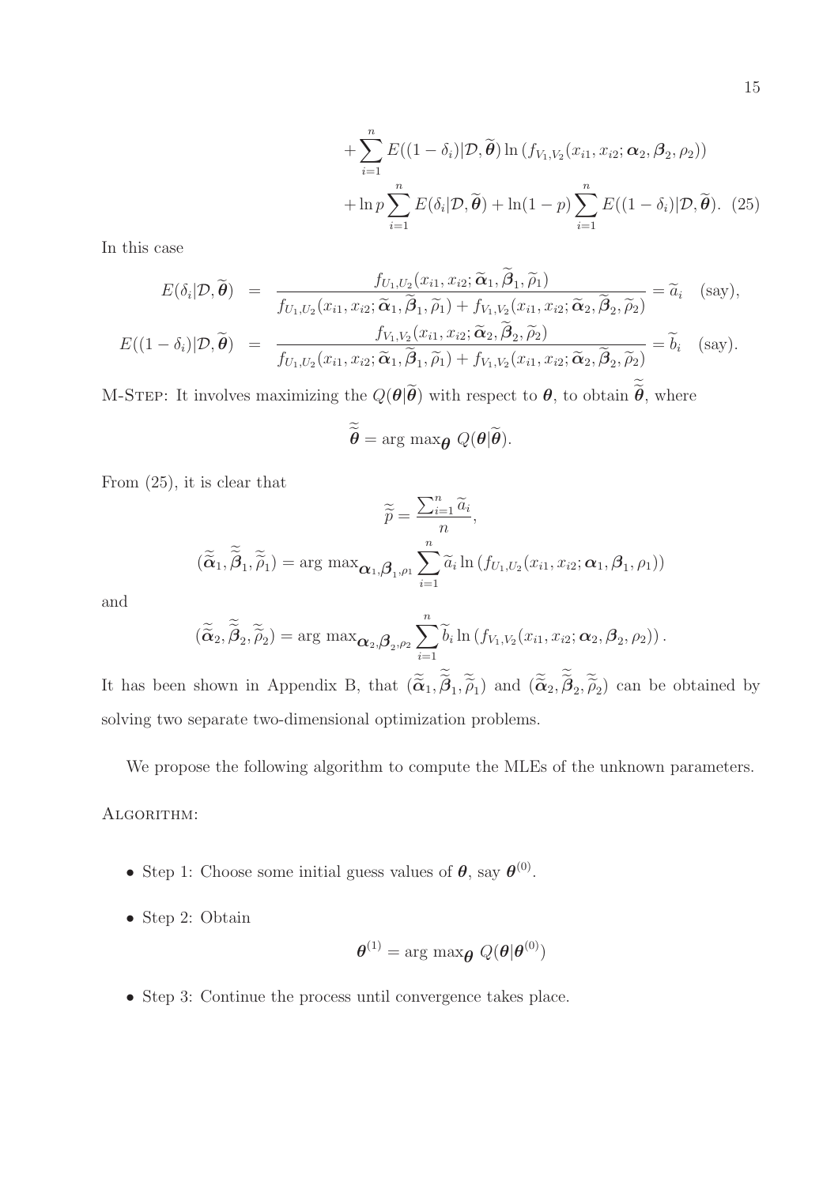$$
+\sum_{i=1}^{n} E((1-\delta_i)|\mathcal{D},\widetilde{\boldsymbol{\theta}}) \ln\left(f_{V_1,V_2}(x_{i1},x_{i2};\boldsymbol{\alpha}_2,\boldsymbol{\beta}_2,\rho_2)\right)
$$

$$
+\ln p \sum_{i=1}^{n} E(\delta_i|\mathcal{D},\widetilde{\boldsymbol{\theta}}) + \ln(1-p)\sum_{i=1}^{n} E((1-\delta_i)|\mathcal{D},\widetilde{\boldsymbol{\theta}}). \quad (25)
$$

In this case

$$
\begin{aligned}
E(\delta_i|\mathcal{D},\widetilde{\boldsymbol{\theta}}) &= \frac{f_{U_1,U_2}(x_{i1},x_{i2};\widetilde{\boldsymbol{\alpha}}_1,\widetilde{\boldsymbol{\beta}}_1,\widetilde{\rho}_1)}{f_{U_1,U_2}(x_{i1},x_{i2};\widetilde{\boldsymbol{\alpha}}_1,\widetilde{\boldsymbol{\beta}}_1,\widetilde{\rho}_1)+f_{V_1,V_2}(x_{i1},x_{i2};\widetilde{\boldsymbol{\alpha}}_2,\widetilde{\boldsymbol{\beta}}_2,\widetilde{\rho}_2)} = \widetilde{a}_i \quad \text{(say)},\\
E((1-\delta_i)|\mathcal{D},\widetilde{\boldsymbol{\theta}}) &= \frac{f_{V_1,V_2}(x_{i1},x_{i2};\widetilde{\boldsymbol{\alpha}}_2,\widetilde{\boldsymbol{\beta}}_2,\widetilde{\rho}_2)}{f_{U_1,U_2}(x_{i1},x_{i2};\widetilde{\boldsymbol{\alpha}}_1,\widetilde{\boldsymbol{\beta}}_1,\widetilde{\rho}_1)+f_{V_1,V_2}(x_{i1},x_{i2};\widetilde{\boldsymbol{\alpha}}_2,\widetilde{\boldsymbol{\beta}}_2,\widetilde{\rho}_2)} = \widetilde{b}_i \quad \text{(say)}.
\end{aligned}
$$

M-Step: It involves maximizing the $Q(\boldsymbol{\theta}|\widetilde{\boldsymbol{\theta}})$ with respect to $\boldsymbol{\theta}$, to obtain $\widetilde{\widetilde{\boldsymbol{\theta}}}$, where

$$
\widetilde{\widetilde{\boldsymbol{\theta}}} = \arg\max_{\boldsymbol{\theta}} Q(\boldsymbol{\theta}|\widetilde{\boldsymbol{\theta}}).
$$

From (25), it is clear that

$$
\widetilde{\widetilde{p}} = \frac{\sum_{i=1}^{n}\widetilde{a}_i}{n},
$$

$$
(\widetilde{\widetilde{\boldsymbol{\alpha}}}_1,\widetilde{\widetilde{\boldsymbol{\beta}}}_1,\widetilde{\widetilde{\rho}}_1) = \arg\max_{\boldsymbol{\alpha}_1,\boldsymbol{\beta}_1,\rho_1} \sum_{i=1}^{n}\widetilde{a}_i \ln\left(f_{U_1,U_2}(x_{i1},x_{i2};\boldsymbol{\alpha}_1,\boldsymbol{\beta}_1,\rho_1)\right)
$$

and

$$
(\widetilde{\widetilde{\boldsymbol{\alpha}}}_2,\widetilde{\widetilde{\boldsymbol{\beta}}}_2,\widetilde{\widetilde{\rho}}_2) = \arg\max_{\boldsymbol{\alpha}_2,\boldsymbol{\beta}_2,\rho_2} \sum_{i=1}^{n}\widetilde{b}_i \ln\left(f_{V_1,V_2}(x_{i1},x_{i2};\boldsymbol{\alpha}_2,\boldsymbol{\beta}_2,\rho_2)\right).
$$

It has been shown in Appendix B, that $(\widetilde{\widetilde{\boldsymbol{\alpha}}}_1,\widetilde{\widetilde{\boldsymbol{\beta}}}_1,\widetilde{\widetilde{\rho}}_1)$ and $(\widetilde{\widetilde{\boldsymbol{\alpha}}}_2,\widetilde{\widetilde{\boldsymbol{\beta}}}_2,\widetilde{\widetilde{\rho}}_2)$ can be obtained by solving two separate two-dimensional optimization problems.

We propose the following algorithm to compute the MLEs of the unknown parameters.

Algorithm:

- Step 1: Choose some initial guess values of $\boldsymbol{\theta}$, say $\boldsymbol{\theta}^{(0)}$.
- Step 2: Obtain

$$
\boldsymbol{\theta}^{(1)} = \arg\max_{\boldsymbol{\theta}} Q(\boldsymbol{\theta}|\boldsymbol{\theta}^{(0)})
$$

- Step 3: Continue the process until convergence takes place.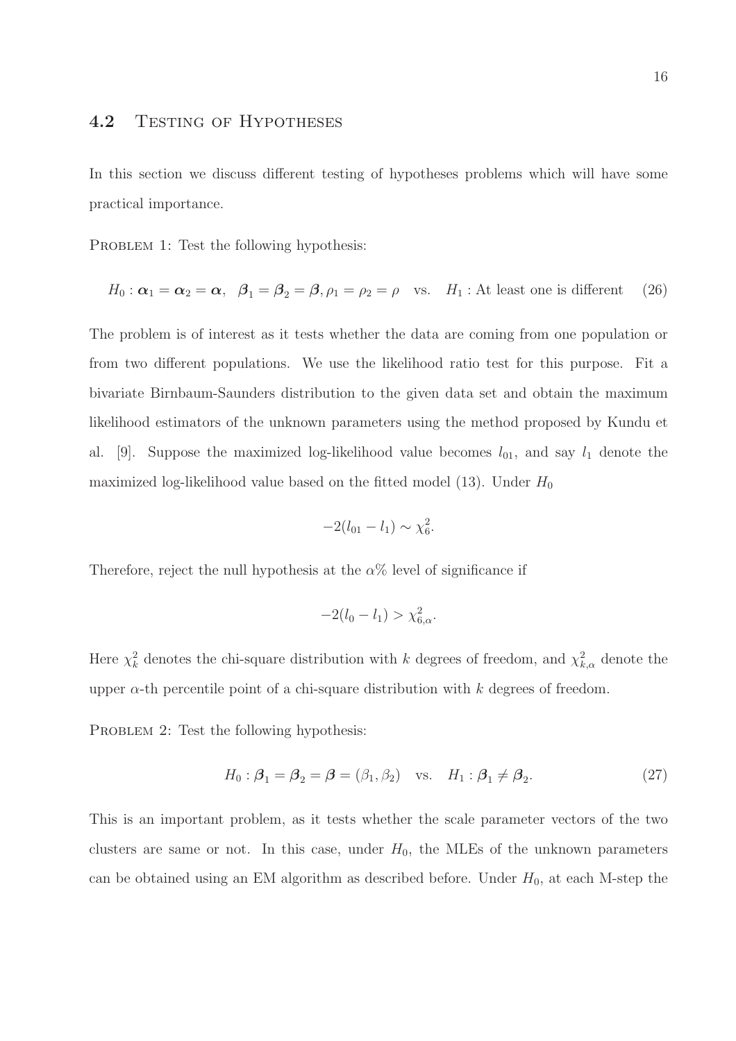## 4.2 Testing of Hypotheses

In this section we discuss different testing of hypotheses problems which will have some practical importance.

Problem 1: Test the following hypothesis:

$$H_0 : \boldsymbol{\alpha}_1 = \boldsymbol{\alpha}_2 = \boldsymbol{\alpha}, \;\; \boldsymbol{\beta}_1 = \boldsymbol{\beta}_2 = \boldsymbol{\beta}, \rho_1 = \rho_2 = \rho \quad \text{vs.} \quad H_1 : \text{At least one is different} \tag{26}$$

The problem is of interest as it tests whether the data are coming from one population or from two different populations. We use the likelihood ratio test for this purpose. Fit a bivariate Birnbaum-Saunders distribution to the given data set and obtain the maximum likelihood estimators of the unknown parameters using the method proposed by Kundu et al. [9]. Suppose the maximized log-likelihood value becomes $l_{01}$, and say $l_1$ denote the maximized log-likelihood value based on the fitted model (13). Under $H_0$

$$-2(l_{01} - l_1) \sim \chi^2_6.$$

Therefore, reject the null hypothesis at the $\alpha$% level of significance if

$$-2(l_0 - l_1) > \chi^2_{6,\alpha}.$$

Here $\chi^2_k$ denotes the chi-square distribution with $k$ degrees of freedom, and $\chi^2_{k,\alpha}$ denote the upper $\alpha$-th percentile point of a chi-square distribution with $k$ degrees of freedom.

Problem 2: Test the following hypothesis:

$$H_0 : \boldsymbol{\beta}_1 = \boldsymbol{\beta}_2 = \boldsymbol{\beta} = (\beta_1, \beta_2) \quad \text{vs.} \quad H_1 : \boldsymbol{\beta}_1 \neq \boldsymbol{\beta}_2. \tag{27}$$

This is an important problem, as it tests whether the scale parameter vectors of the two clusters are same or not. In this case, under $H_0$, the MLEs of the unknown parameters can be obtained using an EM algorithm as described before. Under $H_0$, at each M-step the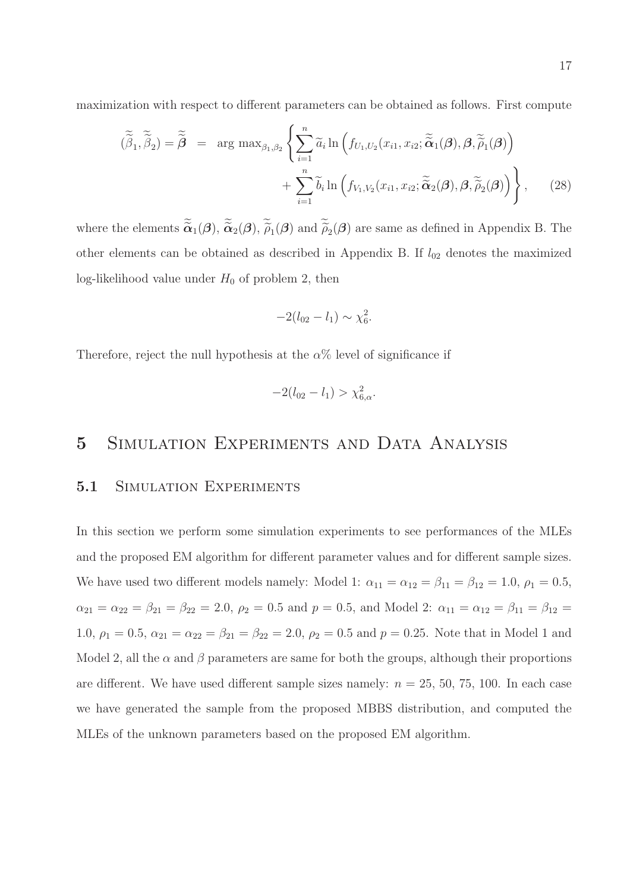maximization with respect to different parameters can be obtained as follows. First compute

$$
\begin{aligned}
(\widetilde{\widetilde{\beta}}_1, \widetilde{\widetilde{\beta}}_2) = \widetilde{\widetilde{\boldsymbol{\beta}}} &= \arg\max_{\beta_1,\beta_2} \left\{ \sum_{i=1}^{n} \widetilde{a}_i \ln\left( f_{U_1,U_2}(x_{i1}, x_{i2}; \widetilde{\widetilde{\boldsymbol{\alpha}}}_1(\boldsymbol{\beta}), \boldsymbol{\beta}, \widetilde{\widetilde{\rho}}_1(\boldsymbol{\beta})\right) \right. \\
&\quad \left. + \sum_{i=1}^{n} \widetilde{b}_i \ln\left( f_{V_1,V_2}(x_{i1}, x_{i2}; \widetilde{\widetilde{\boldsymbol{\alpha}}}_2(\boldsymbol{\beta}), \boldsymbol{\beta}, \widetilde{\widetilde{\rho}}_2(\boldsymbol{\beta})\right) \right\}, \qquad (28)
\end{aligned}
$$

where the elements $\widetilde{\widetilde{\boldsymbol{\alpha}}}_1(\boldsymbol{\beta})$, $\widetilde{\widetilde{\boldsymbol{\alpha}}}_2(\boldsymbol{\beta})$, $\widetilde{\widetilde{\rho}}_1(\boldsymbol{\beta})$ and $\widetilde{\widetilde{\rho}}_2(\boldsymbol{\beta})$ are same as defined in Appendix B. The other elements can be obtained as described in Appendix B. If $l_{02}$ denotes the maximized log-likelihood value under $H_0$ of problem 2, then

$$
-2(l_{02} - l_1) \sim \chi^2_6.
$$

Therefore, reject the null hypothesis at the $\alpha\%$ level of significance if

$$
-2(l_{02} - l_1) > \chi^2_{6,\alpha}.
$$

# 5 Simulation Experiments and Data Analysis

## 5.1 Simulation Experiments

In this section we perform some simulation experiments to see performances of the MLEs and the proposed EM algorithm for different parameter values and for different sample sizes. We have used two different models namely: Model 1: $\alpha_{11} = \alpha_{12} = \beta_{11} = \beta_{12} = 1.0$, $\rho_1 = 0.5$, $\alpha_{21} = \alpha_{22} = \beta_{21} = \beta_{22} = 2.0$, $\rho_2 = 0.5$ and $p = 0.5$, and Model 2: $\alpha_{11} = \alpha_{12} = \beta_{11} = \beta_{12} = 1.0$, $\rho_1 = 0.5$, $\alpha_{21} = \alpha_{22} = \beta_{21} = \beta_{22} = 2.0$, $\rho_2 = 0.5$ and $p = 0.25$. Note that in Model 1 and Model 2, all the $\alpha$ and $\beta$ parameters are same for both the groups, although their proportions are different. We have used different sample sizes namely: $n$ = 25, 50, 75, 100. In each case we have generated the sample from the proposed MBBS distribution, and computed the MLEs of the unknown parameters based on the proposed EM algorithm.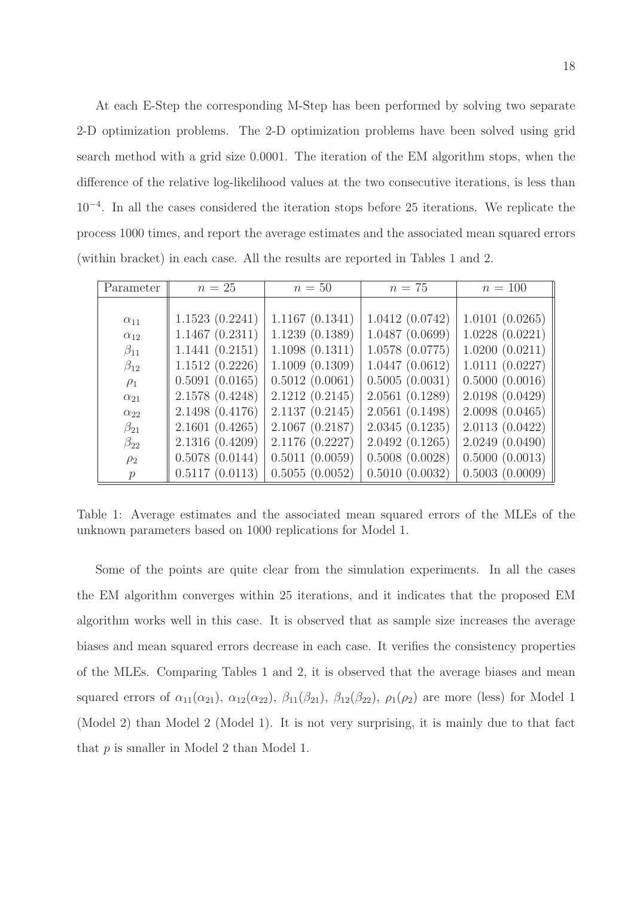At each E-Step the corresponding M-Step has been performed by solving two separate 2-D optimization problems. The 2-D optimization problems have been solved using grid search method with a grid size 0.0001. The iteration of the EM algorithm stops, when the difference of the relative log-likelihood values at the two consecutive iterations, is less than $10^{-4}$. In all the cases considered the iteration stops before 25 iterations. We replicate the process 1000 times, and report the average estimates and the associated mean squared errors (within bracket) in each case. All the results are reported in Tables 1 and 2.

| Parameter | $n = 25$ | $n = 50$ | $n = 75$ | $n = 100$ |
|---|---|---|---|---|
| $\alpha_{11}$ | 1.1523 (0.2241) | 1.1167 (0.1341) | 1.0412 (0.0742) | 1.0101 (0.0265) |
| $\alpha_{12}$ | 1.1467 (0.2311) | 1.1239 (0.1389) | 1.0487 (0.0699) | 1.0228 (0.0221) |
| $\beta_{11}$ | 1.1441 (0.2151) | 1.1098 (0.1311) | 1.0578 (0.0775) | 1.0200 (0.0211) |
| $\beta_{12}$ | 1.1512 (0.2226) | 1.1009 (0.1309) | 1.0447 (0.0612) | 1.0111 (0.0227) |
| $\rho_1$ | 0.5091 (0.0165) | 0.5012 (0.0061) | 0.5005 (0.0031) | 0.5000 (0.0016) |
| $\alpha_{21}$ | 2.1578 (0.4248) | 2.1212 (0.2145) | 2.0561 (0.1289) | 2.0198 (0.0429) |
| $\alpha_{22}$ | 2.1498 (0.4176) | 2.1137 (0.2145) | 2.0561 (0.1498) | 2.0098 (0.0465) |
| $\beta_{21}$ | 2.1601 (0.4265) | 2.1067 (0.2187) | 2.0345 (0.1235) | 2.0113 (0.0422) |
| $\beta_{22}$ | 2.1316 (0.4209) | 2.1176 (0.2227) | 2.0492 (0.1265) | 2.0249 (0.0490) |
| $\rho_2$ | 0.5078 (0.0144) | 0.5011 (0.0059) | 0.5008 (0.0028) | 0.5000 (0.0013) |
| $p$ | 0.5117 (0.0113) | 0.5055 (0.0052) | 0.5010 (0.0032) | 0.5003 (0.0009) |

Table 1: Average estimates and the associated mean squared errors of the MLEs of the unknown parameters based on 1000 replications for Model 1.

Some of the points are quite clear from the simulation experiments. In all the cases the EM algorithm converges within 25 iterations, and it indicates that the proposed EM algorithm works well in this case. It is observed that as sample size increases the average biases and mean squared errors decrease in each case. It verifies the consistency properties of the MLEs. Comparing Tables 1 and 2, it is observed that the average biases and mean squared errors of $\alpha_{11}(\alpha_{21})$, $\alpha_{12}(\alpha_{22})$, $\beta_{11}(\beta_{21})$, $\beta_{12}(\beta_{22})$, $\rho_1(\rho_2)$ are more (less) for Model 1 (Model 2) than Model 2 (Model 1). It is not very surprising, it is mainly due to that fact that $p$ is smaller in Model 2 than Model 1.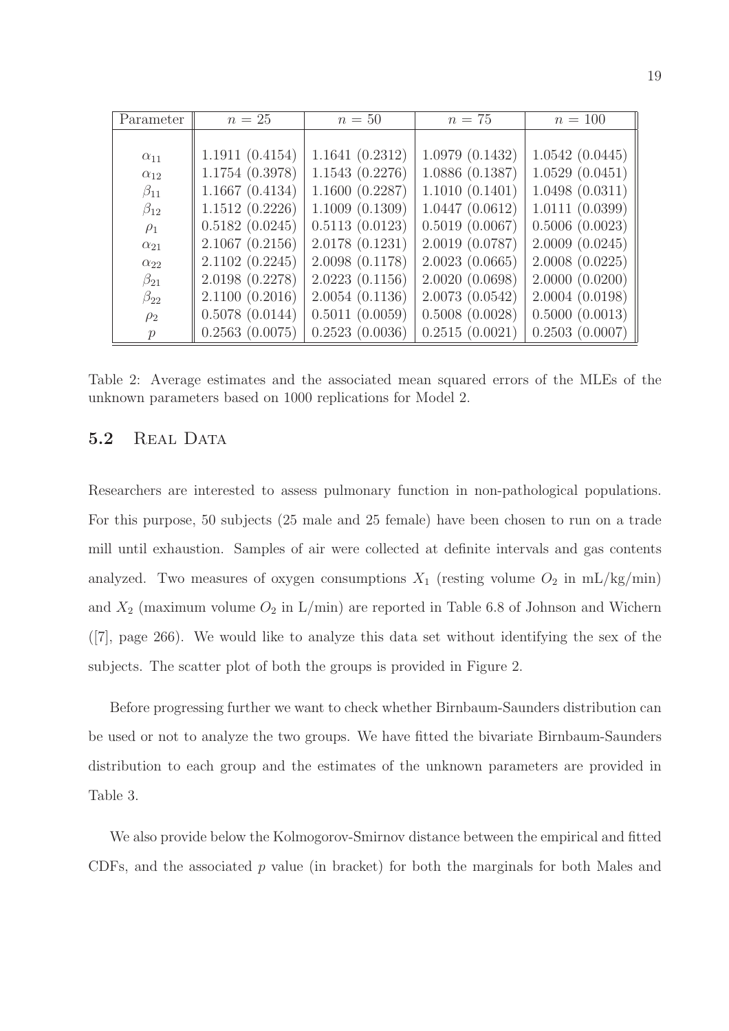| Parameter | $n = 25$ | $n = 50$ | $n = 75$ | $n = 100$ |
|---|---|---|---|---|
| $\alpha_{11}$ | 1.1911 (0.4154) | 1.1641 (0.2312) | 1.0979 (0.1432) | 1.0542 (0.0445) |
| $\alpha_{12}$ | 1.1754 (0.3978) | 1.1543 (0.2276) | 1.0886 (0.1387) | 1.0529 (0.0451) |
| $\beta_{11}$ | 1.1667 (0.4134) | 1.1600 (0.2287) | 1.1010 (0.1401) | 1.0498 (0.0311) |
| $\beta_{12}$ | 1.1512 (0.2226) | 1.1009 (0.1309) | 1.0447 (0.0612) | 1.0111 (0.0399) |
| $\rho_1$ | 0.5182 (0.0245) | 0.5113 (0.0123) | 0.5019 (0.0067) | 0.5006 (0.0023) |
| $\alpha_{21}$ | 2.1067 (0.2156) | 2.0178 (0.1231) | 2.0019 (0.0787) | 2.0009 (0.0245) |
| $\alpha_{22}$ | 2.1102 (0.2245) | 2.0098 (0.1178) | 2.0023 (0.0665) | 2.0008 (0.0225) |
| $\beta_{21}$ | 2.0198 (0.2278) | 2.0223 (0.1156) | 2.0020 (0.0698) | 2.0000 (0.0200) |
| $\beta_{22}$ | 2.1100 (0.2016) | 2.0054 (0.1136) | 2.0073 (0.0542) | 2.0004 (0.0198) |
| $\rho_2$ | 0.5078 (0.0144) | 0.5011 (0.0059) | 0.5008 (0.0028) | 0.5000 (0.0013) |
| $p$ | 0.2563 (0.0075) | 0.2523 (0.0036) | 0.2515 (0.0021) | 0.2503 (0.0007) |

Table 2: Average estimates and the associated mean squared errors of the MLEs of the unknown parameters based on 1000 replications for Model 2.

### 5.2 Real Data

Researchers are interested to assess pulmonary function in non-pathological populations. For this purpose, 50 subjects (25 male and 25 female) have been chosen to run on a trade mill until exhaustion. Samples of air were collected at definite intervals and gas contents analyzed. Two measures of oxygen consumptions $X_1$ (resting volume $O_2$ in mL/kg/min) and $X_2$ (maximum volume $O_2$ in L/min) are reported in Table 6.8 of Johnson and Wichern ([7], page 266). We would like to analyze this data set without identifying the sex of the subjects. The scatter plot of both the groups is provided in Figure 2.

Before progressing further we want to check whether Birnbaum-Saunders distribution can be used or not to analyze the two groups. We have fitted the bivariate Birnbaum-Saunders distribution to each group and the estimates of the unknown parameters are provided in Table 3.

We also provide below the Kolmogorov-Smirnov distance between the empirical and fitted CDFs, and the associated $p$ value (in bracket) for both the marginals for both Males and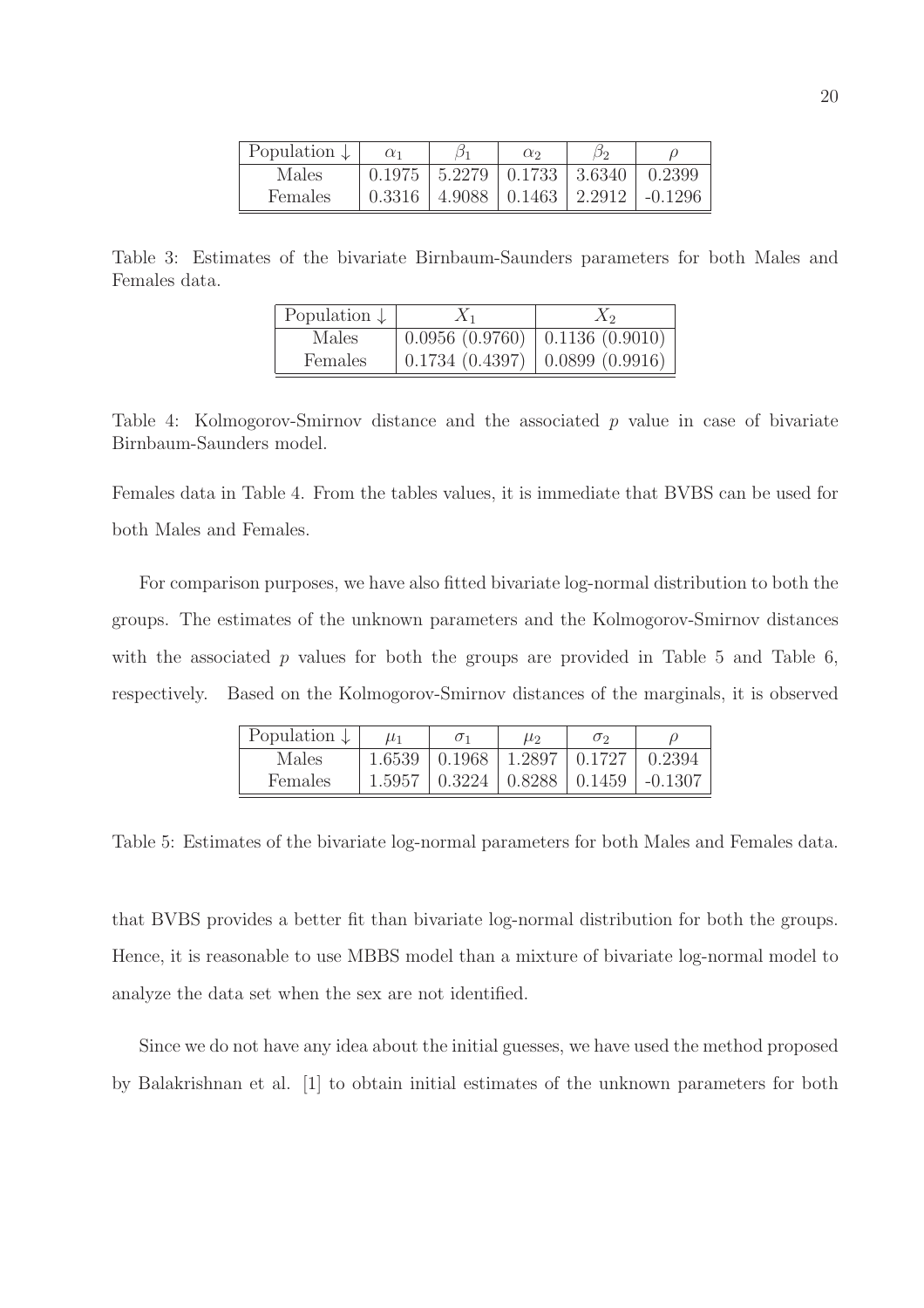| Population ↓ | $\alpha_1$ | $\beta_1$ | $\alpha_2$ | $\beta_2$ | $\rho$ |
|---|---|---|---|---|---|
| Males | 0.1975 | 5.2279 | 0.1733 | 3.6340 | 0.2399 |
| Females | 0.3316 | 4.9088 | 0.1463 | 2.2912 | -0.1296 |

Table 3: Estimates of the bivariate Birnbaum-Saunders parameters for both Males and Females data.

| Population ↓ | $X_1$ | $X_2$ |
|---|---|---|
| Males | 0.0956 (0.9760) | 0.1136 (0.9010) |
| Females | 0.1734 (0.4397) | 0.0899 (0.9916) |

Table 4: Kolmogorov-Smirnov distance and the associated $p$ value in case of bivariate Birnbaum-Saunders model.

Females data in Table 4. From the tables values, it is immediate that BVBS can be used for both Males and Females.

For comparison purposes, we have also fitted bivariate log-normal distribution to both the groups. The estimates of the unknown parameters and the Kolmogorov-Smirnov distances with the associated $p$ values for both the groups are provided in Table 5 and Table 6, respectively. Based on the Kolmogorov-Smirnov distances of the marginals, it is observed that BVBS provides a better fit than bivariate log-normal distribution for both the groups. Hence, it is reasonable to use MBBS model than a mixture of bivariate log-normal model to analyze the data set when the sex are not identified.

| Population ↓ | $\mu_1$ | $\sigma_1$ | $\mu_2$ | $\sigma_2$ | $\rho$ |
|---|---|---|---|---|---|
| Males | 1.6539 | 0.1968 | 1.2897 | 0.1727 | 0.2394 |
| Females | 1.5957 | 0.3224 | 0.8288 | 0.1459 | -0.1307 |

Table 5: Estimates of the bivariate log-normal parameters for both Males and Females data.

Since we do not have any idea about the initial guesses, we have used the method proposed by Balakrishnan et al. [1] to obtain initial estimates of the unknown parameters for both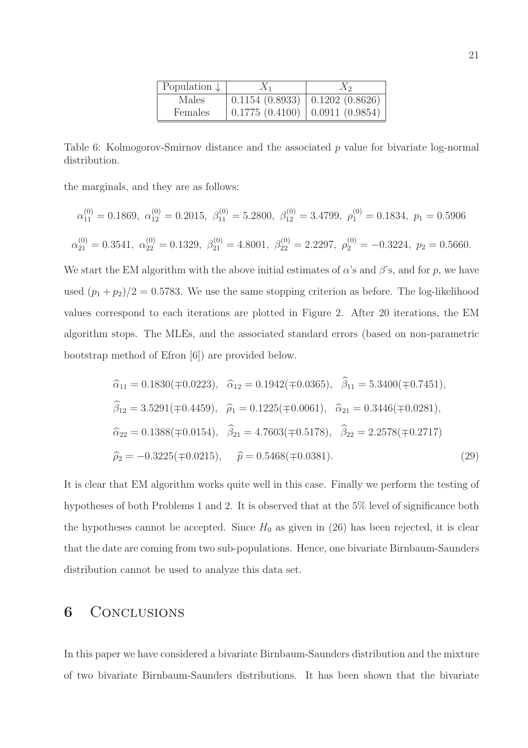| Population ↓ | $X_1$ | $X_2$ |
|---|---|---|
| Males | 0.1154 (0.8933) | 0.1202 (0.8626) |
| Females | 0.1775 (0.4100) | 0.0911 (0.9854) |

Table 6: Kolmogorov-Smirnov distance and the associated $p$ value for bivariate log-normal distribution.

the marginals, and they are as follows:

$$\alpha_{11}^{(0)} = 0.1869,\ \alpha_{12}^{(0)} = 0.2015,\ \beta_{11}^{(0)} = 5.2800,\ \beta_{12}^{(0)} = 3.4799,\ \rho_1^{(0)} = 0.1834,\ p_1 = 0.5906$$

$$\alpha_{21}^{(0)} = 0.3541,\ \alpha_{22}^{(0)} = 0.1329,\ \beta_{21}^{(0)} = 4.8001,\ \beta_{22}^{(0)} = 2.2297,\ \rho_2^{(0)} = -0.3224,\ p_2 = 0.5660.$$

We start the EM algorithm with the above initial estimates of $\alpha$'s and $\beta$'s, and for $p$, we have used $(p_1 + p_2)/2 = 0.5783$. We use the same stopping criterion as before. The log-likelihood values correspond to each iterations are plotted in Figure 2. After 20 iterations, the EM algorithm stops. The MLEs, and the associated standard errors (based on non-parametric bootstrap method of Efron [6]) are provided below.

$$\begin{aligned}
&\widehat{\alpha}_{11} = 0.1830(\mp 0.0223), \quad \widehat{\alpha}_{12} = 0.1942(\mp 0.0365), \quad \widehat{\beta}_{11} = 5.3400(\mp 0.7451), \\
&\widehat{\beta}_{12} = 3.5291(\mp 0.4459), \quad \widehat{\rho}_1 = 0.1225(\mp 0.0061), \quad \widehat{\alpha}_{21} = 0.3446(\mp 0.0281), \\
&\widehat{\alpha}_{22} = 0.1388(\mp 0.0154), \quad \widehat{\beta}_{21} = 4.7603(\mp 0.5178), \quad \widehat{\beta}_{22} = 2.2578(\mp 0.2717) \\
&\widehat{\rho}_2 = -0.3225(\mp 0.0215), \qquad \widehat{p} = 0.5468(\mp 0.0381).
\end{aligned} \tag{29}$$

It is clear that EM algorithm works quite well in this case. Finally we perform the testing of hypotheses of both Problems 1 and 2. It is observed that at the 5% level of significance both the hypotheses cannot be accepted. Since $H_0$ as given in (26) has been rejected, it is clear that the date are coming from two sub-populations. Hence, one bivariate Birnbaum-Saunders distribution cannot be used to analyze this data set.

## 6 Conclusions

In this paper we have considered a bivariate Birnbaum-Saunders distribution and the mixture of two bivariate Birnbaum-Saunders distributions. It has been shown that the bivariate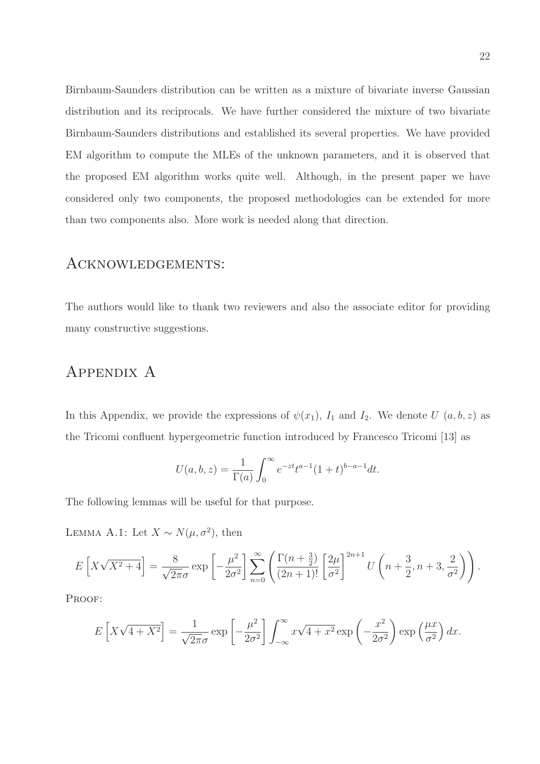Birnbaum-Saunders distribution can be written as a mixture of bivariate inverse Gaussian distribution and its reciprocals. We have further considered the mixture of two bivariate Birnbaum-Saunders distributions and established its several properties. We have provided EM algorithm to compute the MLEs of the unknown parameters, and it is observed that the proposed EM algorithm works quite well. Although, in the present paper we have considered only two components, the proposed methodologies can be extended for more than two components also. More work is needed along that direction.

## Acknowledgements:

The authors would like to thank two reviewers and also the associate editor for providing many constructive suggestions.

## Appendix A

In this Appendix, we provide the expressions of $\psi(x_1)$, $I_1$ and $I_2$. We denote $U\ (a,b,z)$ as the Tricomi confluent hypergeometric function introduced by Francesco Tricomi [13] as

$$U(a,b,z) = \frac{1}{\Gamma(a)} \int_0^{\infty} e^{-zt} t^{a-1} (1+t)^{b-a-1} dt.$$

The following lemmas will be useful for that purpose.

Lemma A.1: Let $X \sim N(\mu, \sigma^2)$, then

$$E\left[X\sqrt{X^2+4}\right] = \frac{8}{\sqrt{2\pi}\sigma} \exp\left[-\frac{\mu^2}{2\sigma^2}\right] \sum_{n=0}^{\infty} \left( \frac{\Gamma(n+\frac{3}{2})}{(2n+1)!} \left[\frac{2\mu}{\sigma^2}\right]^{2n+1} U\left(n+\frac{3}{2}, n+3, \frac{2}{\sigma^2}\right) \right).$$

Proof:

$$E\left[X\sqrt{4+X^2}\right] = \frac{1}{\sqrt{2\pi}\sigma} \exp\left[-\frac{\mu^2}{2\sigma^2}\right] \int_{-\infty}^{\infty} x\sqrt{4+x^2} \exp\left(-\frac{x^2}{2\sigma^2}\right) \exp\left(\frac{\mu x}{\sigma^2}\right) dx.$$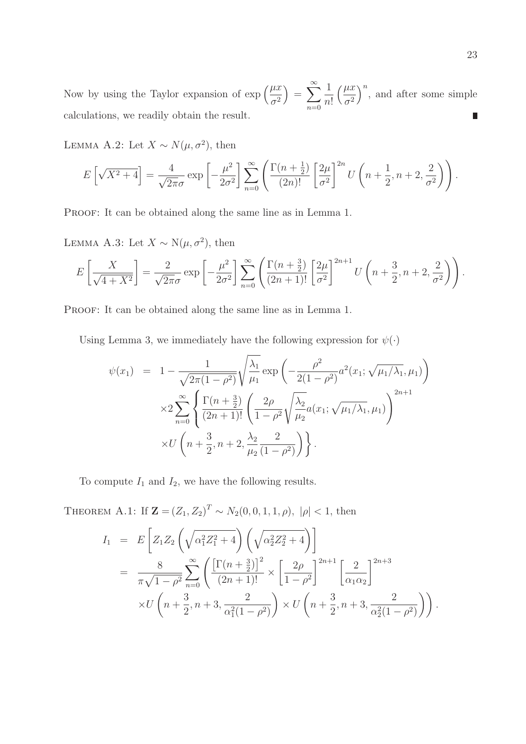Now by using the Taylor expansion of $\exp\left(\frac{\mu x}{\sigma^2}\right) = \sum_{n=0}^{\infty} \frac{1}{n!}\left(\frac{\mu x}{\sigma^2}\right)^n$, and after some simple calculations, we readily obtain the result. ∎

Lemma A.2: Let $X \sim N(\mu, \sigma^2)$, then

$$E\left[\sqrt{X^2+4}\right] = \frac{4}{\sqrt{2\pi}\sigma} \exp\left[-\frac{\mu^2}{2\sigma^2}\right] \sum_{n=0}^{\infty} \left( \frac{\Gamma(n+\frac{1}{2})}{(2n)!} \left[\frac{2\mu}{\sigma^2}\right]^{2n} U\left(n+\frac{1}{2}, n+2, \frac{2}{\sigma^2}\right)\right).$$

Proof: It can be obtained along the same line as in Lemma 1.

Lemma A.3: Let $X \sim \mathrm{N}(\mu, \sigma^2)$, then

$$E\left[\frac{X}{\sqrt{4+X^2}}\right] = \frac{2}{\sqrt{2\pi}\sigma} \exp\left[-\frac{\mu^2}{2\sigma^2}\right] \sum_{n=0}^{\infty} \left( \frac{\Gamma(n+\frac{3}{2})}{(2n+1)!} \left[\frac{2\mu}{\sigma^2}\right]^{2n+1} U\left(n+\frac{3}{2}, n+2, \frac{2}{\sigma^2}\right)\right).$$

Proof: It can be obtained along the same line as in Lemma 1.

Using Lemma 3, we immediately have the following expression for $\psi(\cdot)$

$$\begin{aligned}
\psi(x_1) &= 1 - \frac{1}{\sqrt{2\pi(1-\rho^2)}} \sqrt{\frac{\lambda_1}{\mu_1}} \exp\left(-\frac{\rho^2}{2(1-\rho^2)} a^2(x_1; \sqrt{\mu_1/\lambda_1}, \mu_1)\right) \\
&\quad \times 2 \sum_{n=0}^{\infty} \left\{ \frac{\Gamma(n+\frac{3}{2})}{(2n+1)!} \left( \frac{2\rho}{1-\rho^2} \sqrt{\frac{\lambda_2}{\mu_2}} a(x_1; \sqrt{\mu_1/\lambda_1}, \mu_1)\right)^{2n+1} \right. \\
&\quad \left. \times U\left(n+\frac{3}{2}, n+2, \frac{\lambda_2}{\mu_2}\frac{2}{(1-\rho^2)}\right)\right\}.
\end{aligned}$$

To compute $I_1$ and $I_2$, we have the following results.

Theorem A.1: If $\mathbf{Z} = (Z_1, Z_2)^T \sim N_2(0, 0, 1, 1, \rho)$, $|\rho| < 1$, then

$$\begin{aligned}
I_1 &= E\left[Z_1 Z_2 \left(\sqrt{\alpha_1^2 Z_1^2 + 4}\right)\left(\sqrt{\alpha_2^2 Z_2^2 + 4}\right)\right] \\
&= \frac{8}{\pi\sqrt{1-\rho^2}} \sum_{n=0}^{\infty} \left( \frac{\left[\Gamma(n+\frac{3}{2})\right]^2}{(2n+1)!} \times \left[\frac{2\rho}{1-\rho^2}\right]^{2n+1} \left[\frac{2}{\alpha_1\alpha_2}\right]^{2n+3} \right. \\
&\quad \left. \times U\left(n+\frac{3}{2}, n+3, \frac{2}{\alpha_1^2(1-\rho^2)}\right) \times U\left(n+\frac{3}{2}, n+3, \frac{2}{\alpha_2^2(1-\rho^2)}\right)\right).
\end{aligned}$$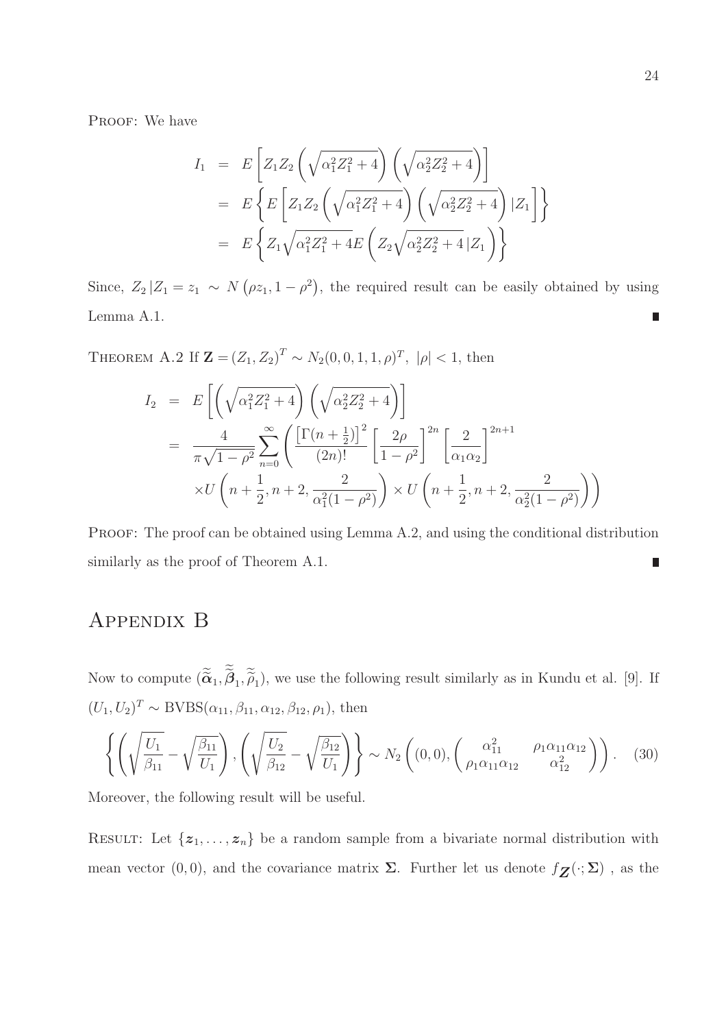PROOF: We have

$$
\begin{aligned}
I_1 &= E\left[Z_1 Z_2 \left(\sqrt{\alpha_1^2 Z_1^2 + 4}\right)\left(\sqrt{\alpha_2^2 Z_2^2 + 4}\right)\right] \\
&= E\left\{E\left[Z_1 Z_2 \left(\sqrt{\alpha_1^2 Z_1^2 + 4}\right)\left(\sqrt{\alpha_2^2 Z_2^2 + 4}\right)|Z_1\right]\right\} \\
&= E\left\{Z_1 \sqrt{\alpha_1^2 Z_1^2 + 4} E\left(Z_2 \sqrt{\alpha_2^2 Z_2^2 + 4}\,|Z_1\right)\right\}
\end{aligned}
$$

Since, $Z_2\,|Z_1 = z_1 \sim N\left(\rho z_1, 1-\rho^2\right)$, the required result can be easily obtained by using Lemma A.1. ∎

THEOREM A.2 If $\mathbf{Z} = (Z_1, Z_2)^T \sim N_2(0, 0, 1, 1, \rho)^T$, $|\rho| < 1$, then

$$
\begin{aligned}
I_2 &= E\left[\left(\sqrt{\alpha_1^2 Z_1^2 + 4}\right)\left(\sqrt{\alpha_2^2 Z_2^2 + 4}\right)\right] \\
&= \frac{4}{\pi\sqrt{1-\rho^2}} \sum_{n=0}^{\infty} \left( \frac{\left[\Gamma(n+\frac{1}{2})\right]^2}{(2n)!} \left[\frac{2\rho}{1-\rho^2}\right]^{2n} \left[\frac{2}{\alpha_1 \alpha_2}\right]^{2n+1} \right. \\
&\quad \left. \times U\left(n+\frac{1}{2}, n+2, \frac{2}{\alpha_1^2(1-\rho^2)}\right) \times U\left(n+\frac{1}{2}, n+2, \frac{2}{\alpha_2^2(1-\rho^2)}\right) \right)
\end{aligned}
$$

PROOF: The proof can be obtained using Lemma A.2, and using the conditional distribution similarly as the proof of Theorem A.1. ∎

# APPENDIX B

Now to compute $(\widetilde{\widetilde{\alpha}}_1, \widetilde{\widetilde{\beta}}_1, \widetilde{\widetilde{\rho}}_1)$, we use the following result similarly as in Kundu et al. [9]. If $(U_1, U_2)^T \sim \text{BVBS}(\alpha_{11}, \beta_{11}, \alpha_{12}, \beta_{12}, \rho_1)$, then

$$
\left\{ \left(\sqrt{\frac{U_1}{\beta_{11}}} - \sqrt{\frac{\beta_{11}}{U_1}}\right), \left(\sqrt{\frac{U_2}{\beta_{12}}} - \sqrt{\frac{\beta_{12}}{U_1}}\right) \right\} \sim N_2\left((0,0), \begin{pmatrix} \alpha_{11}^2 & \rho_1 \alpha_{11} \alpha_{12} \\ \rho_1 \alpha_{11} \alpha_{12} & \alpha_{12}^2 \end{pmatrix}\right). \quad (30)
$$

Moreover, the following result will be useful.

RESULT: Let $\{\boldsymbol{z}_1, \ldots, \boldsymbol{z}_n\}$ be a random sample from a bivariate normal distribution with mean vector $(0,0)$, and the covariance matrix $\boldsymbol{\Sigma}$. Further let us denote $f_{\boldsymbol{Z}}(\cdot; \boldsymbol{\Sigma})$ , as the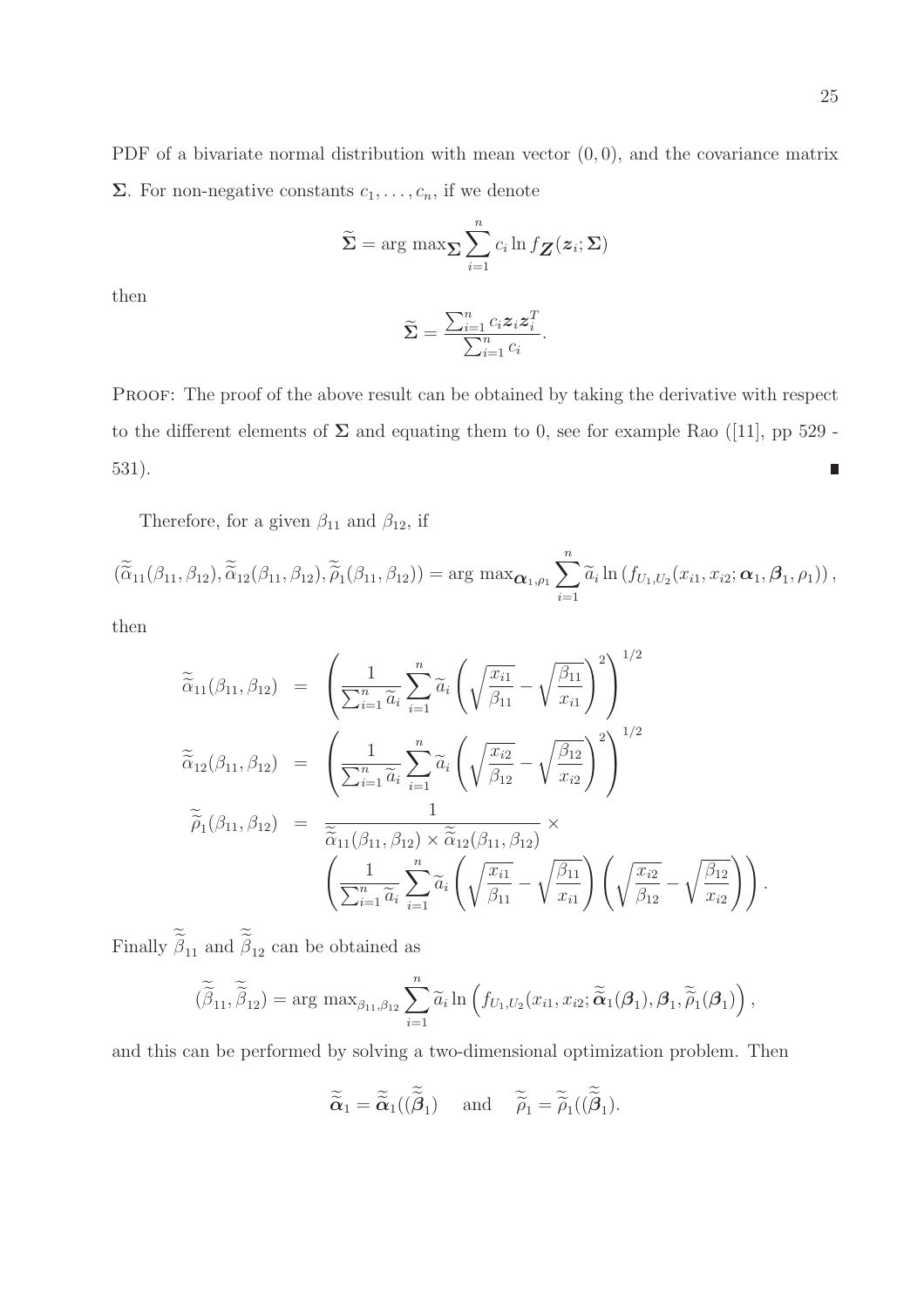PDF of a bivariate normal distribution with mean vector $(0, 0)$, and the covariance matrix $\boldsymbol{\Sigma}$. For non-negative constants $c_1, \ldots, c_n$, if we denote

$$\widetilde{\boldsymbol{\Sigma}} = \arg\max_{\boldsymbol{\Sigma}} \sum_{i=1}^{n} c_i \ln f_{\boldsymbol{Z}}(\boldsymbol{z}_i; \boldsymbol{\Sigma})$$

then

$$\widetilde{\boldsymbol{\Sigma}} = \frac{\sum_{i=1}^{n} c_i \boldsymbol{z}_i \boldsymbol{z}_i^T}{\sum_{i=1}^{n} c_i}.$$

Proof: The proof of the above result can be obtained by taking the derivative with respect to the different elements of $\boldsymbol{\Sigma}$ and equating them to 0, see for example Rao ([11], pp 529 - 531). ∎

Therefore, for a given $\beta_{11}$ and $\beta_{12}$, if

$$(\widetilde{\widetilde{\alpha}}_{11}(\beta_{11}, \beta_{12}), \widetilde{\widetilde{\alpha}}_{12}(\beta_{11}, \beta_{12}), \widetilde{\widetilde{\rho}}_1(\beta_{11}, \beta_{12})) = \arg\max_{\boldsymbol{\alpha}_1, \rho_1} \sum_{i=1}^{n} \widetilde{a}_i \ln \left( f_{U_1,U_2}(x_{i1}, x_{i2}; \boldsymbol{\alpha}_1, \boldsymbol{\beta}_1, \rho_1) \right),$$

then

$$\begin{aligned}
\widetilde{\widetilde{\alpha}}_{11}(\beta_{11}, \beta_{12}) &= \left( \frac{1}{\sum_{i=1}^{n} \widetilde{a}_i} \sum_{i=1}^{n} \widetilde{a}_i \left( \sqrt{\frac{x_{i1}}{\beta_{11}}} - \sqrt{\frac{\beta_{11}}{x_{i1}}} \right)^2 \right)^{1/2} \\
\widetilde{\widetilde{\alpha}}_{12}(\beta_{11}, \beta_{12}) &= \left( \frac{1}{\sum_{i=1}^{n} \widetilde{a}_i} \sum_{i=1}^{n} \widetilde{a}_i \left( \sqrt{\frac{x_{i2}}{\beta_{12}}} - \sqrt{\frac{\beta_{12}}{x_{i2}}} \right)^2 \right)^{1/2} \\
\widetilde{\widetilde{\rho}}_1(\beta_{11}, \beta_{12}) &= \frac{1}{\widetilde{\widetilde{\alpha}}_{11}(\beta_{11}, \beta_{12}) \times \widetilde{\widetilde{\alpha}}_{12}(\beta_{11}, \beta_{12})} \times \\
&\quad \left( \frac{1}{\sum_{i=1}^{n} \widetilde{a}_i} \sum_{i=1}^{n} \widetilde{a}_i \left( \sqrt{\frac{x_{i1}}{\beta_{11}}} - \sqrt{\frac{\beta_{11}}{x_{i1}}} \right) \left( \sqrt{\frac{x_{i2}}{\beta_{12}}} - \sqrt{\frac{\beta_{12}}{x_{i2}}} \right) \right).
\end{aligned}$$

Finally $\widetilde{\widetilde{\beta}}_{11}$ and $\widetilde{\widetilde{\beta}}_{12}$ can be obtained as

$$(\widetilde{\widetilde{\beta}}_{11}, \widetilde{\widetilde{\beta}}_{12}) = \arg\max_{\beta_{11}, \beta_{12}} \sum_{i=1}^{n} \widetilde{a}_i \ln \left( f_{U_1,U_2}(x_{i1}, x_{i2}; \widetilde{\widetilde{\boldsymbol{\alpha}}}_1(\boldsymbol{\beta}_1), \boldsymbol{\beta}_1, \widetilde{\widetilde{\rho}}_1(\boldsymbol{\beta}_1)) \right),$$

and this can be performed by solving a two-dimensional optimization problem. Then

$$\widetilde{\widetilde{\boldsymbol{\alpha}}}_1 = \widetilde{\widetilde{\boldsymbol{\alpha}}}_1((\widetilde{\widetilde{\boldsymbol{\beta}}}_1) \quad \text{and} \quad \widetilde{\widetilde{\rho}}_1 = \widetilde{\widetilde{\rho}}_1((\widetilde{\widetilde{\boldsymbol{\beta}}}_1).$$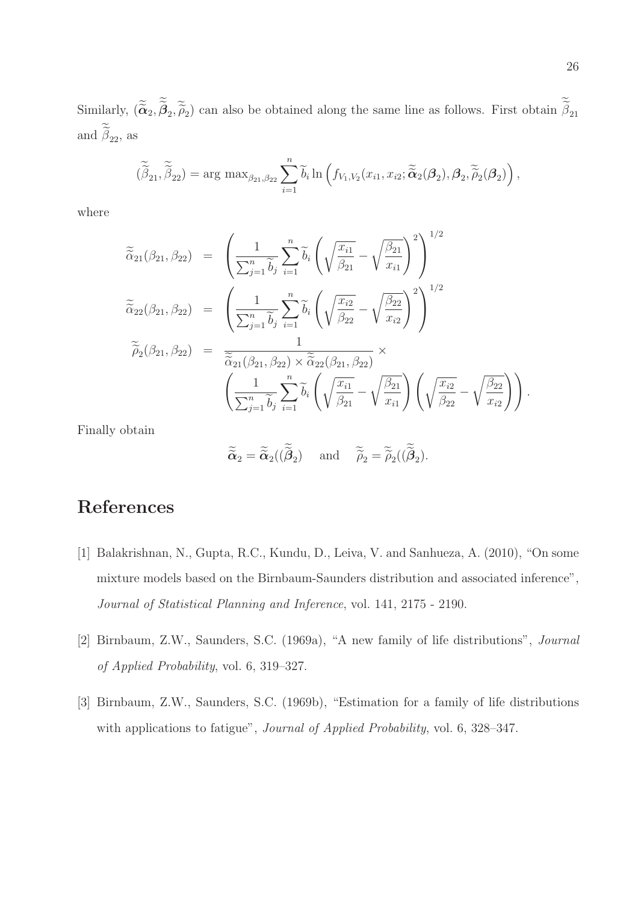Similarly, $(\widetilde{\widetilde{\boldsymbol{\alpha}}}_2, \widetilde{\widetilde{\boldsymbol{\beta}}}_2, \widetilde{\widetilde{\rho}}_2)$ can also be obtained along the same line as follows. First obtain $\widetilde{\widetilde{\beta}}_{21}$ and $\widetilde{\widetilde{\beta}}_{22}$, as

$$(\widetilde{\widetilde{\beta}}_{21}, \widetilde{\widetilde{\beta}}_{22}) = \arg\max_{\beta_{21},\beta_{22}} \sum_{i=1}^{n} \widetilde{b}_i \ln \left( f_{V_1,V_2}(x_{i1}, x_{i2}; \widetilde{\widetilde{\boldsymbol{\alpha}}}_2(\boldsymbol{\beta}_2), \boldsymbol{\beta}_2, \widetilde{\widetilde{\rho}}_2(\boldsymbol{\beta}_2) \right),$$

where

$$\begin{aligned}
\widetilde{\widetilde{\alpha}}_{21}(\beta_{21}, \beta_{22}) &= \left( \frac{1}{\sum_{j=1}^{n} \widetilde{b}_j} \sum_{i=1}^{n} \widetilde{b}_i \left( \sqrt{\frac{x_{i1}}{\beta_{21}}} - \sqrt{\frac{\beta_{21}}{x_{i1}}} \right)^2 \right)^{1/2} \\
\widetilde{\widetilde{\alpha}}_{22}(\beta_{21}, \beta_{22}) &= \left( \frac{1}{\sum_{j=1}^{n} \widetilde{b}_j} \sum_{i=1}^{n} \widetilde{b}_i \left( \sqrt{\frac{x_{i2}}{\beta_{22}}} - \sqrt{\frac{\beta_{22}}{x_{i2}}} \right)^2 \right)^{1/2} \\
\widetilde{\widetilde{\rho}}_2(\beta_{21}, \beta_{22}) &= \frac{1}{\widetilde{\widetilde{\alpha}}_{21}(\beta_{21}, \beta_{22}) \times \widetilde{\widetilde{\alpha}}_{22}(\beta_{21}, \beta_{22})} \times \\
&\quad \left( \frac{1}{\sum_{j=1}^{n} \widetilde{b}_j} \sum_{i=1}^{n} \widetilde{b}_i \left( \sqrt{\frac{x_{i1}}{\beta_{21}}} - \sqrt{\frac{\beta_{21}}{x_{i1}}} \right) \left( \sqrt{\frac{x_{i2}}{\beta_{22}}} - \sqrt{\frac{\beta_{22}}{x_{i2}}} \right) \right).
\end{aligned}$$

Finally obtain

$$\widetilde{\widetilde{\boldsymbol{\alpha}}}_2 = \widetilde{\widetilde{\boldsymbol{\alpha}}}_2((\widetilde{\widetilde{\boldsymbol{\beta}}}_2) \quad \text{and} \quad \widetilde{\widetilde{\rho}}_2 = \widetilde{\widetilde{\rho}}_2((\widetilde{\widetilde{\boldsymbol{\beta}}}_2).$$

# References

[1] Balakrishnan, N., Gupta, R.C., Kundu, D., Leiva, V. and Sanhueza, A. (2010), "On some mixture models based on the Birnbaum-Saunders distribution and associated inference", *Journal of Statistical Planning and Inference*, vol. 141, 2175 - 2190.

[2] Birnbaum, Z.W., Saunders, S.C. (1969a), "A new family of life distributions", *Journal of Applied Probability*, vol. 6, 319–327.

[3] Birnbaum, Z.W., Saunders, S.C. (1969b), "Estimation for a family of life distributions with applications to fatigue", *Journal of Applied Probability*, vol. 6, 328–347.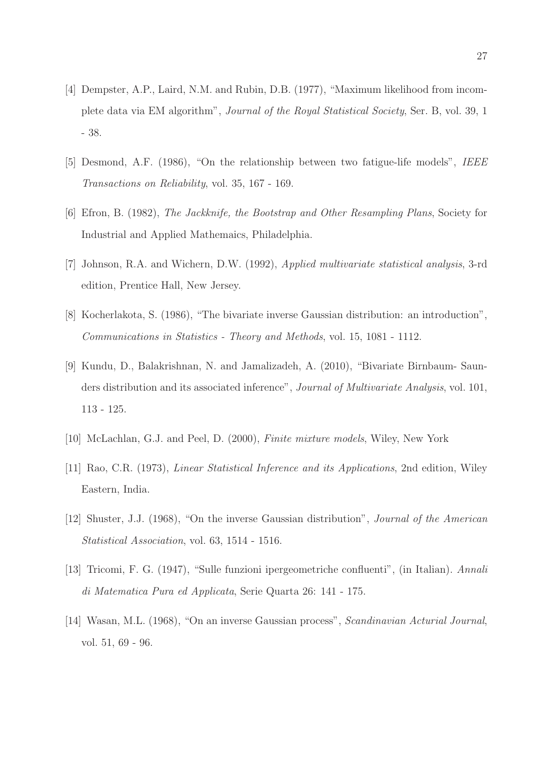[4] Dempster, A.P., Laird, N.M. and Rubin, D.B. (1977), "Maximum likelihood from incomplete data via EM algorithm", *Journal of the Royal Statistical Society*, Ser. B, vol. 39, 1 - 38.

[5] Desmond, A.F. (1986), "On the relationship between two fatigue-life models", *IEEE Transactions on Reliability*, vol. 35, 167 - 169.

[6] Efron, B. (1982), *The Jackknife, the Bootstrap and Other Resampling Plans*, Society for Industrial and Applied Mathemaics, Philadelphia.

[7] Johnson, R.A. and Wichern, D.W. (1992), *Applied multivariate statistical analysis*, 3-rd edition, Prentice Hall, New Jersey.

[8] Kocherlakota, S. (1986), "The bivariate inverse Gaussian distribution: an introduction", *Communications in Statistics - Theory and Methods*, vol. 15, 1081 - 1112.

[9] Kundu, D., Balakrishnan, N. and Jamalizadeh, A. (2010), "Bivariate Birnbaum- Saunders distribution and its associated inference", *Journal of Multivariate Analysis*, vol. 101, 113 - 125.

[10] McLachlan, G.J. and Peel, D. (2000), *Finite mixture models*, Wiley, New York

[11] Rao, C.R. (1973), *Linear Statistical Inference and its Applications*, 2nd edition, Wiley Eastern, India.

[12] Shuster, J.J. (1968), "On the inverse Gaussian distribution", *Journal of the American Statistical Association*, vol. 63, 1514 - 1516.

[13] Tricomi, F. G. (1947), "Sulle funzioni ipergeometriche confluenti", (in Italian). *Annali di Matematica Pura ed Applicata*, Serie Quarta 26: 141 - 175.

[14] Wasan, M.L. (1968), "On an inverse Gaussian process", *Scandinavian Acturial Journal*, vol. 51, 69 - 96.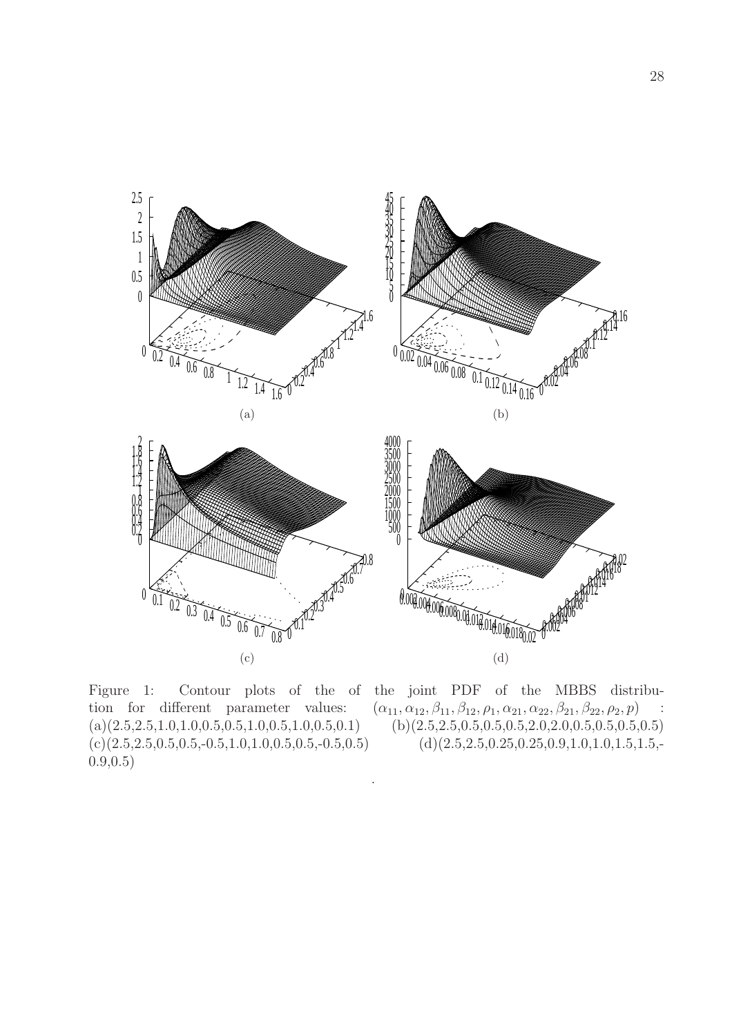Figure 1: Contour plots of the of the joint PDF of the MBBS distribution for different parameter values: $(\alpha_{11}, \alpha_{12}, \beta_{11}, \beta_{12}, \rho_1, \alpha_{21}, \alpha_{22}, \beta_{21}, \beta_{22}, \rho_2, p)$ : (a)(2.5,2.5,1.0,1.0,0.5,0.5,1.0,0.5,1.0,0.5,0.1) (b)(2.5,2.5,0.5,0.5,0.5,2.0,2.0,0.5,0.5,0.5,0.5) (c)(2.5,2.5,0.5,0.5,-0.5,1.0,1.0,0.5,0.5,-0.5,0.5) (d)(2.5,2.5,0.25,0.25,0.9,1.0,1.0,1.5,1.5,-0.9,0.5)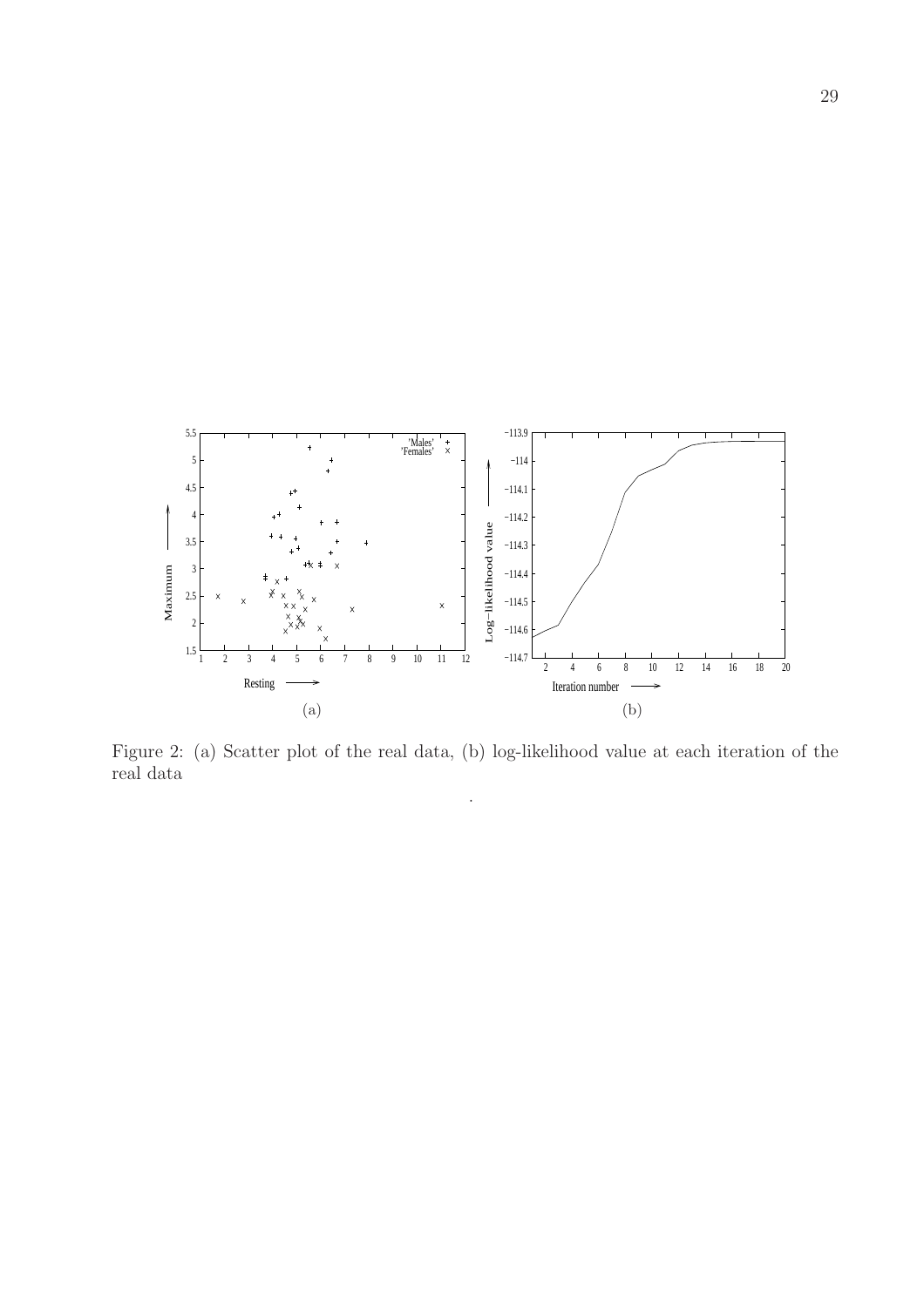'Males' +
'Females' ×

Maximum

5.5
5
4.5
4
3.5
3
2.5
2
1.5

1 2 3 4 5 6 7 8 9 10 11 12

Resting

(a)

Log−likelihood value

−113.9
−114
−114.1
−114.2
−114.3
−114.4
−114.5
−114.6
−114.7

2 4 6 8 10 12 14 16 18 20

Iteration number

(b)

Figure 2: (a) Scatter plot of the real data, (b) log-likelihood value at each iteration of the real data

.